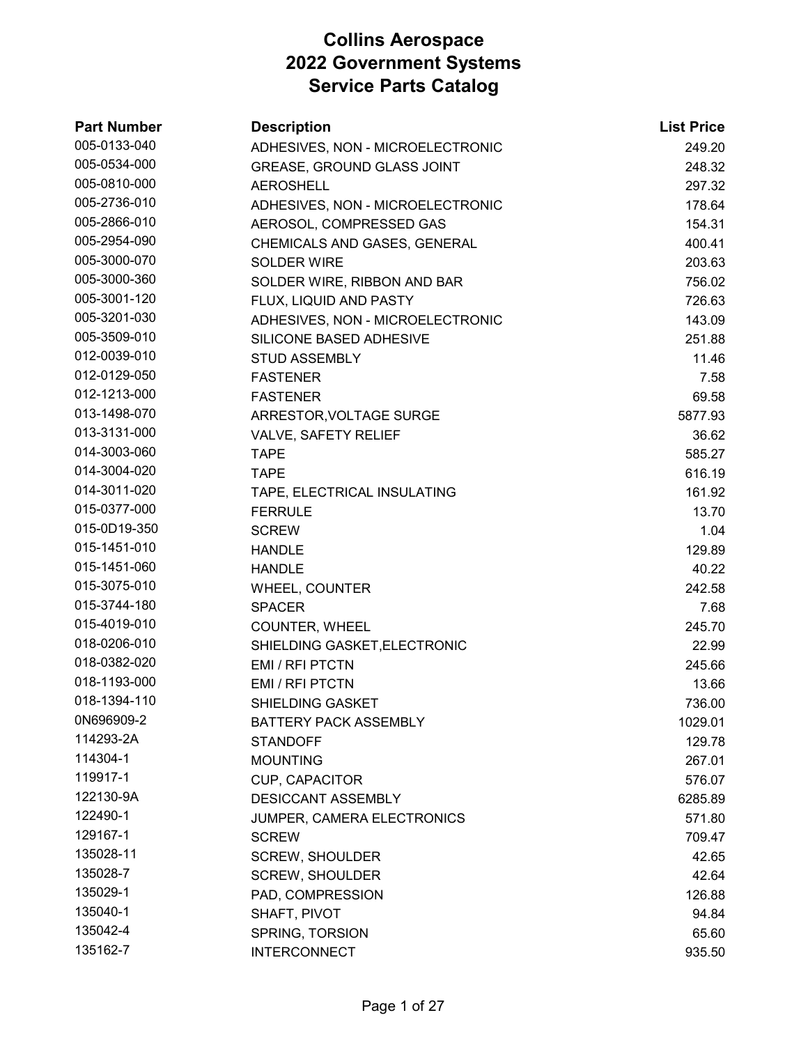# Collins Aerospace
# 2022 Government Systems
# Service Parts Catalog

| Part Number | Description | List Price |
|---|---|---|
| 005-0133-040 | ADHESIVES, NON - MICROELECTRONIC | 249.20 |
| 005-0534-000 | GREASE, GROUND GLASS JOINT | 248.32 |
| 005-0810-000 | AEROSHELL | 297.32 |
| 005-2736-010 | ADHESIVES, NON - MICROELECTRONIC | 178.64 |
| 005-2866-010 | AEROSOL, COMPRESSED GAS | 154.31 |
| 005-2954-090 | CHEMICALS AND GASES, GENERAL | 400.41 |
| 005-3000-070 | SOLDER WIRE | 203.63 |
| 005-3000-360 | SOLDER WIRE, RIBBON AND BAR | 756.02 |
| 005-3001-120 | FLUX, LIQUID AND PASTY | 726.63 |
| 005-3201-030 | ADHESIVES, NON - MICROELECTRONIC | 143.09 |
| 005-3509-010 | SILICONE BASED ADHESIVE | 251.88 |
| 012-0039-010 | STUD ASSEMBLY | 11.46 |
| 012-0129-050 | FASTENER | 7.58 |
| 012-1213-000 | FASTENER | 69.58 |
| 013-1498-070 | ARRESTOR,VOLTAGE SURGE | 5877.93 |
| 013-3131-000 | VALVE, SAFETY RELIEF | 36.62 |
| 014-3003-060 | TAPE | 585.27 |
| 014-3004-020 | TAPE | 616.19 |
| 014-3011-020 | TAPE, ELECTRICAL INSULATING | 161.92 |
| 015-0377-000 | FERRULE | 13.70 |
| 015-0D19-350 | SCREW | 1.04 |
| 015-1451-010 | HANDLE | 129.89 |
| 015-1451-060 | HANDLE | 40.22 |
| 015-3075-010 | WHEEL, COUNTER | 242.58 |
| 015-3744-180 | SPACER | 7.68 |
| 015-4019-010 | COUNTER, WHEEL | 245.70 |
| 018-0206-010 | SHIELDING GASKET,ELECTRONIC | 22.99 |
| 018-0382-020 | EMI / RFI PTCTN | 245.66 |
| 018-1193-000 | EMI / RFI PTCTN | 13.66 |
| 018-1394-110 | SHIELDING GASKET | 736.00 |
| 0N696909-2 | BATTERY PACK ASSEMBLY | 1029.01 |
| 114293-2A | STANDOFF | 129.78 |
| 114304-1 | MOUNTING | 267.01 |
| 119917-1 | CUP, CAPACITOR | 576.07 |
| 122130-9A | DESICCANT ASSEMBLY | 6285.89 |
| 122490-1 | JUMPER, CAMERA ELECTRONICS | 571.80 |
| 129167-1 | SCREW | 709.47 |
| 135028-11 | SCREW, SHOULDER | 42.65 |
| 135028-7 | SCREW, SHOULDER | 42.64 |
| 135029-1 | PAD, COMPRESSION | 126.88 |
| 135040-1 | SHAFT, PIVOT | 94.84 |
| 135042-4 | SPRING, TORSION | 65.60 |
| 135162-7 | INTERCONNECT | 935.50 |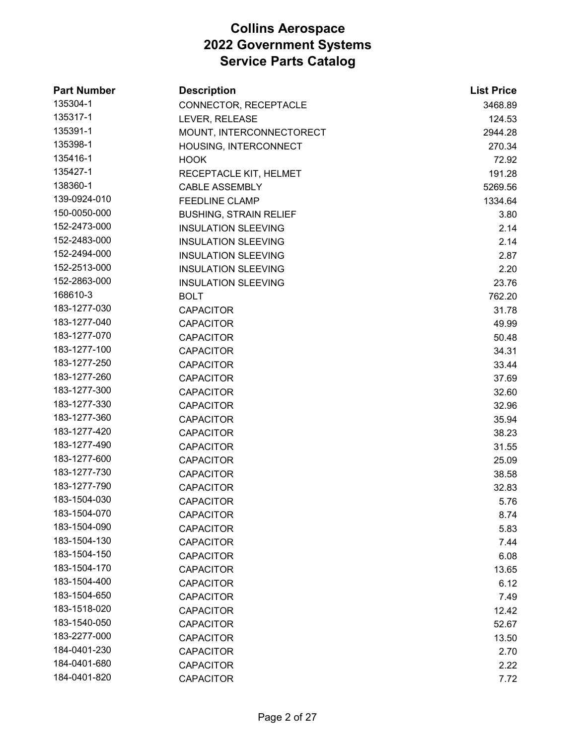# Collins Aerospace
# 2022 Government Systems
# Service Parts Catalog

| Part Number | Description | List Price |
|---|---|---|
| 135304-1 | CONNECTOR, RECEPTACLE | 3468.89 |
| 135317-1 | LEVER, RELEASE | 124.53 |
| 135391-1 | MOUNT, INTERCONNECTORECT | 2944.28 |
| 135398-1 | HOUSING, INTERCONNECT | 270.34 |
| 135416-1 | HOOK | 72.92 |
| 135427-1 | RECEPTACLE KIT, HELMET | 191.28 |
| 138360-1 | CABLE ASSEMBLY | 5269.56 |
| 139-0924-010 | FEEDLINE CLAMP | 1334.64 |
| 150-0050-000 | BUSHING, STRAIN RELIEF | 3.80 |
| 152-2473-000 | INSULATION SLEEVING | 2.14 |
| 152-2483-000 | INSULATION SLEEVING | 2.14 |
| 152-2494-000 | INSULATION SLEEVING | 2.87 |
| 152-2513-000 | INSULATION SLEEVING | 2.20 |
| 152-2863-000 | INSULATION SLEEVING | 23.76 |
| 168610-3 | BOLT | 762.20 |
| 183-1277-030 | CAPACITOR | 31.78 |
| 183-1277-040 | CAPACITOR | 49.99 |
| 183-1277-070 | CAPACITOR | 50.48 |
| 183-1277-100 | CAPACITOR | 34.31 |
| 183-1277-250 | CAPACITOR | 33.44 |
| 183-1277-260 | CAPACITOR | 37.69 |
| 183-1277-300 | CAPACITOR | 32.60 |
| 183-1277-330 | CAPACITOR | 32.96 |
| 183-1277-360 | CAPACITOR | 35.94 |
| 183-1277-420 | CAPACITOR | 38.23 |
| 183-1277-490 | CAPACITOR | 31.55 |
| 183-1277-600 | CAPACITOR | 25.09 |
| 183-1277-730 | CAPACITOR | 38.58 |
| 183-1277-790 | CAPACITOR | 32.83 |
| 183-1504-030 | CAPACITOR | 5.76 |
| 183-1504-070 | CAPACITOR | 8.74 |
| 183-1504-090 | CAPACITOR | 5.83 |
| 183-1504-130 | CAPACITOR | 7.44 |
| 183-1504-150 | CAPACITOR | 6.08 |
| 183-1504-170 | CAPACITOR | 13.65 |
| 183-1504-400 | CAPACITOR | 6.12 |
| 183-1504-650 | CAPACITOR | 7.49 |
| 183-1518-020 | CAPACITOR | 12.42 |
| 183-1540-050 | CAPACITOR | 52.67 |
| 183-2277-000 | CAPACITOR | 13.50 |
| 184-0401-230 | CAPACITOR | 2.70 |
| 184-0401-680 | CAPACITOR | 2.22 |
| 184-0401-820 | CAPACITOR | 7.72 |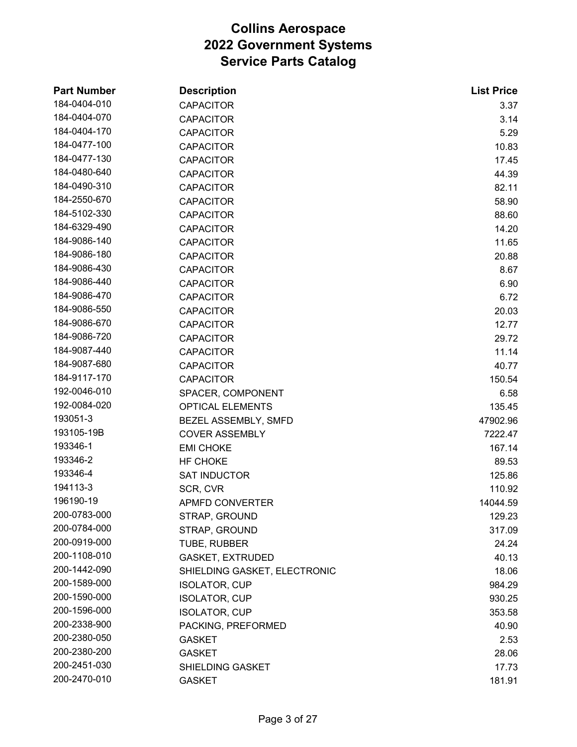# Collins Aerospace
# 2022 Government Systems
# Service Parts Catalog

| Part Number | Description | List Price |
|---|---|---|
| 184-0404-010 | CAPACITOR | 3.37 |
| 184-0404-070 | CAPACITOR | 3.14 |
| 184-0404-170 | CAPACITOR | 5.29 |
| 184-0477-100 | CAPACITOR | 10.83 |
| 184-0477-130 | CAPACITOR | 17.45 |
| 184-0480-640 | CAPACITOR | 44.39 |
| 184-0490-310 | CAPACITOR | 82.11 |
| 184-2550-670 | CAPACITOR | 58.90 |
| 184-5102-330 | CAPACITOR | 88.60 |
| 184-6329-490 | CAPACITOR | 14.20 |
| 184-9086-140 | CAPACITOR | 11.65 |
| 184-9086-180 | CAPACITOR | 20.88 |
| 184-9086-430 | CAPACITOR | 8.67 |
| 184-9086-440 | CAPACITOR | 6.90 |
| 184-9086-470 | CAPACITOR | 6.72 |
| 184-9086-550 | CAPACITOR | 20.03 |
| 184-9086-670 | CAPACITOR | 12.77 |
| 184-9086-720 | CAPACITOR | 29.72 |
| 184-9087-440 | CAPACITOR | 11.14 |
| 184-9087-680 | CAPACITOR | 40.77 |
| 184-9117-170 | CAPACITOR | 150.54 |
| 192-0046-010 | SPACER, COMPONENT | 6.58 |
| 192-0084-020 | OPTICAL ELEMENTS | 135.45 |
| 193051-3 | BEZEL ASSEMBLY, SMFD | 47902.96 |
| 193105-19B | COVER ASSEMBLY | 7222.47 |
| 193346-1 | EMI CHOKE | 167.14 |
| 193346-2 | HF CHOKE | 89.53 |
| 193346-4 | SAT INDUCTOR | 125.86 |
| 194113-3 | SCR, CVR | 110.92 |
| 196190-19 | APMFD CONVERTER | 14044.59 |
| 200-0783-000 | STRAP, GROUND | 129.23 |
| 200-0784-000 | STRAP, GROUND | 317.09 |
| 200-0919-000 | TUBE, RUBBER | 24.24 |
| 200-1108-010 | GASKET, EXTRUDED | 40.13 |
| 200-1442-090 | SHIELDING GASKET, ELECTRONIC | 18.06 |
| 200-1589-000 | ISOLATOR, CUP | 984.29 |
| 200-1590-000 | ISOLATOR, CUP | 930.25 |
| 200-1596-000 | ISOLATOR, CUP | 353.58 |
| 200-2338-900 | PACKING, PREFORMED | 40.90 |
| 200-2380-050 | GASKET | 2.53 |
| 200-2380-200 | GASKET | 28.06 |
| 200-2451-030 | SHIELDING GASKET | 17.73 |
| 200-2470-010 | GASKET | 181.91 |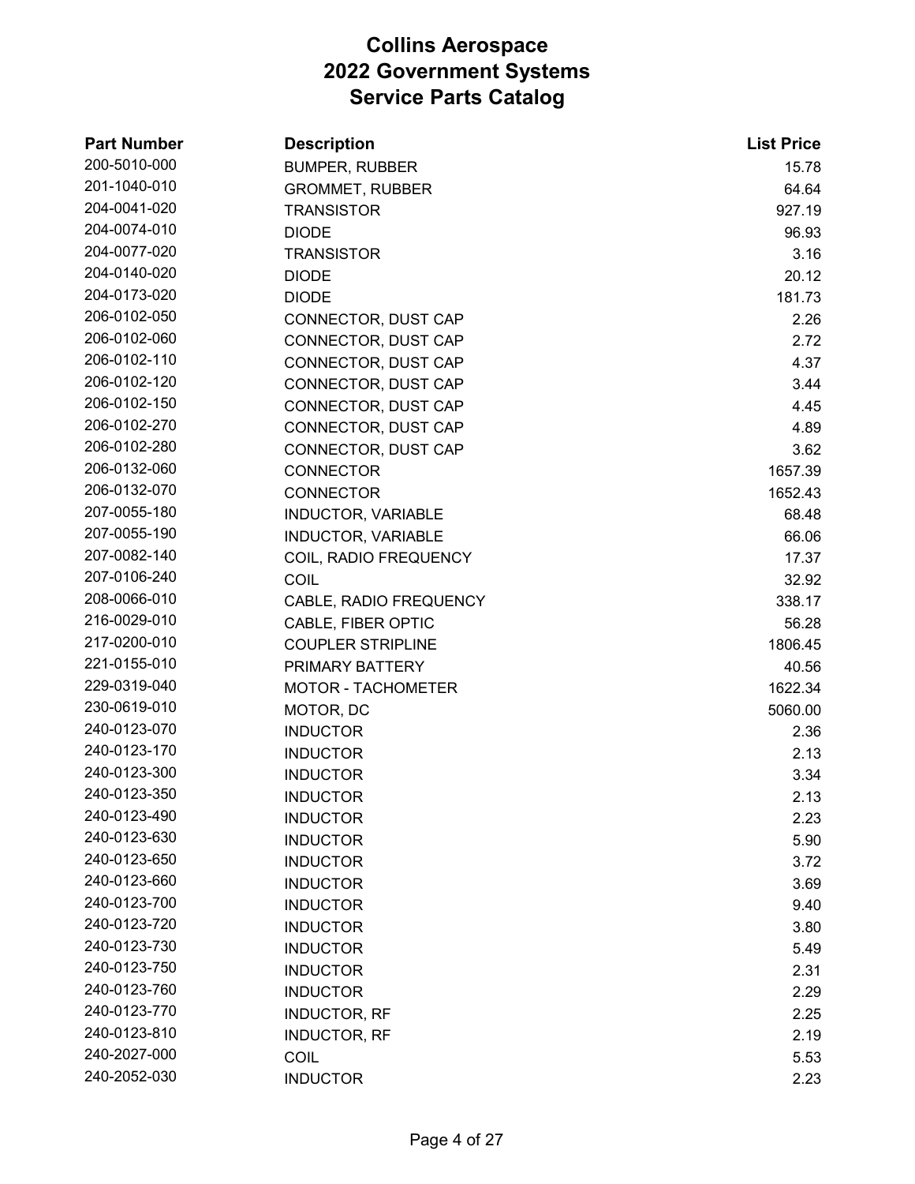# Collins Aerospace
# 2022 Government Systems
# Service Parts Catalog

| Part Number | Description | List Price |
|---|---|---|
| 200-5010-000 | BUMPER, RUBBER | 15.78 |
| 201-1040-010 | GROMMET, RUBBER | 64.64 |
| 204-0041-020 | TRANSISTOR | 927.19 |
| 204-0074-010 | DIODE | 96.93 |
| 204-0077-020 | TRANSISTOR | 3.16 |
| 204-0140-020 | DIODE | 20.12 |
| 204-0173-020 | DIODE | 181.73 |
| 206-0102-050 | CONNECTOR, DUST CAP | 2.26 |
| 206-0102-060 | CONNECTOR, DUST CAP | 2.72 |
| 206-0102-110 | CONNECTOR, DUST CAP | 4.37 |
| 206-0102-120 | CONNECTOR, DUST CAP | 3.44 |
| 206-0102-150 | CONNECTOR, DUST CAP | 4.45 |
| 206-0102-270 | CONNECTOR, DUST CAP | 4.89 |
| 206-0102-280 | CONNECTOR, DUST CAP | 3.62 |
| 206-0132-060 | CONNECTOR | 1657.39 |
| 206-0132-070 | CONNECTOR | 1652.43 |
| 207-0055-180 | INDUCTOR, VARIABLE | 68.48 |
| 207-0055-190 | INDUCTOR, VARIABLE | 66.06 |
| 207-0082-140 | COIL, RADIO FREQUENCY | 17.37 |
| 207-0106-240 | COIL | 32.92 |
| 208-0066-010 | CABLE, RADIO FREQUENCY | 338.17 |
| 216-0029-010 | CABLE, FIBER OPTIC | 56.28 |
| 217-0200-010 | COUPLER STRIPLINE | 1806.45 |
| 221-0155-010 | PRIMARY BATTERY | 40.56 |
| 229-0319-040 | MOTOR - TACHOMETER | 1622.34 |
| 230-0619-010 | MOTOR, DC | 5060.00 |
| 240-0123-070 | INDUCTOR | 2.36 |
| 240-0123-170 | INDUCTOR | 2.13 |
| 240-0123-300 | INDUCTOR | 3.34 |
| 240-0123-350 | INDUCTOR | 2.13 |
| 240-0123-490 | INDUCTOR | 2.23 |
| 240-0123-630 | INDUCTOR | 5.90 |
| 240-0123-650 | INDUCTOR | 3.72 |
| 240-0123-660 | INDUCTOR | 3.69 |
| 240-0123-700 | INDUCTOR | 9.40 |
| 240-0123-720 | INDUCTOR | 3.80 |
| 240-0123-730 | INDUCTOR | 5.49 |
| 240-0123-750 | INDUCTOR | 2.31 |
| 240-0123-760 | INDUCTOR | 2.29 |
| 240-0123-770 | INDUCTOR, RF | 2.25 |
| 240-0123-810 | INDUCTOR, RF | 2.19 |
| 240-2027-000 | COIL | 5.53 |
| 240-2052-030 | INDUCTOR | 2.23 |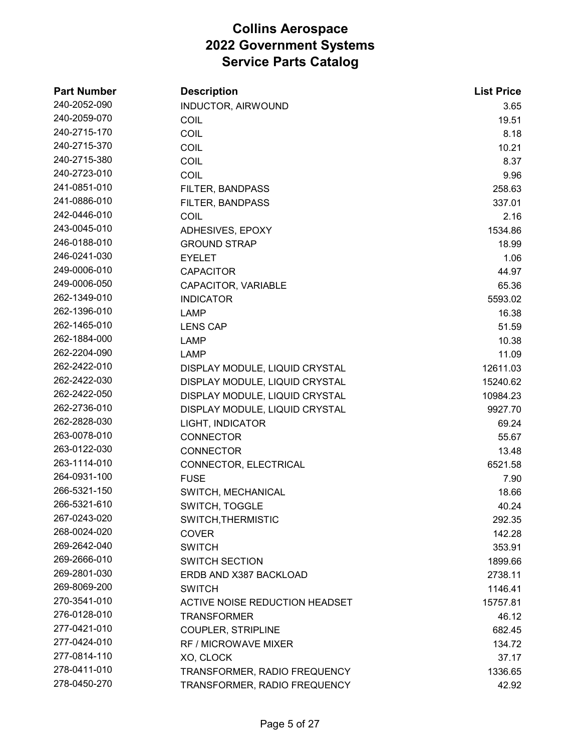# Collins Aerospace
# 2022 Government Systems
# Service Parts Catalog

| Part Number | Description | List Price |
|---|---|---|
| 240-2052-090 | INDUCTOR, AIRWOUND | 3.65 |
| 240-2059-070 | COIL | 19.51 |
| 240-2715-170 | COIL | 8.18 |
| 240-2715-370 | COIL | 10.21 |
| 240-2715-380 | COIL | 8.37 |
| 240-2723-010 | COIL | 9.96 |
| 241-0851-010 | FILTER, BANDPASS | 258.63 |
| 241-0886-010 | FILTER, BANDPASS | 337.01 |
| 242-0446-010 | COIL | 2.16 |
| 243-0045-010 | ADHESIVES, EPOXY | 1534.86 |
| 246-0188-010 | GROUND STRAP | 18.99 |
| 246-0241-030 | EYELET | 1.06 |
| 249-0006-010 | CAPACITOR | 44.97 |
| 249-0006-050 | CAPACITOR, VARIABLE | 65.36 |
| 262-1349-010 | INDICATOR | 5593.02 |
| 262-1396-010 | LAMP | 16.38 |
| 262-1465-010 | LENS CAP | 51.59 |
| 262-1884-000 | LAMP | 10.38 |
| 262-2204-090 | LAMP | 11.09 |
| 262-2422-010 | DISPLAY MODULE, LIQUID CRYSTAL | 12611.03 |
| 262-2422-030 | DISPLAY MODULE, LIQUID CRYSTAL | 15240.62 |
| 262-2422-050 | DISPLAY MODULE, LIQUID CRYSTAL | 10984.23 |
| 262-2736-010 | DISPLAY MODULE, LIQUID CRYSTAL | 9927.70 |
| 262-2828-030 | LIGHT, INDICATOR | 69.24 |
| 263-0078-010 | CONNECTOR | 55.67 |
| 263-0122-030 | CONNECTOR | 13.48 |
| 263-1114-010 | CONNECTOR, ELECTRICAL | 6521.58 |
| 264-0931-100 | FUSE | 7.90 |
| 266-5321-150 | SWITCH, MECHANICAL | 18.66 |
| 266-5321-610 | SWITCH, TOGGLE | 40.24 |
| 267-0243-020 | SWITCH,THERMISTIC | 292.35 |
| 268-0024-020 | COVER | 142.28 |
| 269-2642-040 | SWITCH | 353.91 |
| 269-2666-010 | SWITCH SECTION | 1899.66 |
| 269-2801-030 | ERDB AND X387 BACKLOAD | 2738.11 |
| 269-8069-200 | SWITCH | 1146.41 |
| 270-3541-010 | ACTIVE NOISE REDUCTION HEADSET | 15757.81 |
| 276-0128-010 | TRANSFORMER | 46.12 |
| 277-0421-010 | COUPLER, STRIPLINE | 682.45 |
| 277-0424-010 | RF / MICROWAVE MIXER | 134.72 |
| 277-0814-110 | XO, CLOCK | 37.17 |
| 278-0411-010 | TRANSFORMER, RADIO FREQUENCY | 1336.65 |
| 278-0450-270 | TRANSFORMER, RADIO FREQUENCY | 42.92 |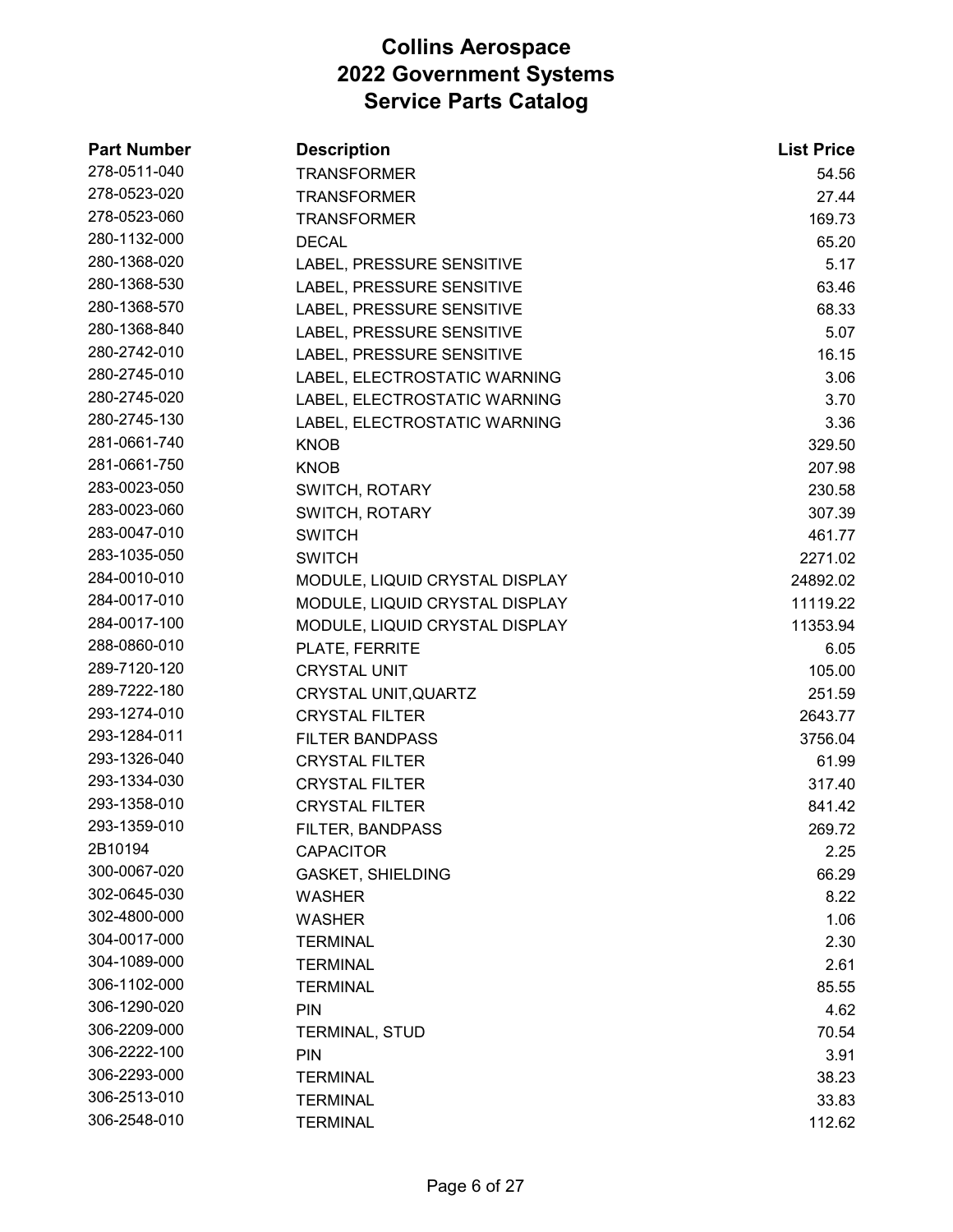# Collins Aerospace
# 2022 Government Systems
# Service Parts Catalog

| Part Number | Description | List Price |
|---|---|---|
| 278-0511-040 | TRANSFORMER | 54.56 |
| 278-0523-020 | TRANSFORMER | 27.44 |
| 278-0523-060 | TRANSFORMER | 169.73 |
| 280-1132-000 | DECAL | 65.20 |
| 280-1368-020 | LABEL, PRESSURE SENSITIVE | 5.17 |
| 280-1368-530 | LABEL, PRESSURE SENSITIVE | 63.46 |
| 280-1368-570 | LABEL, PRESSURE SENSITIVE | 68.33 |
| 280-1368-840 | LABEL, PRESSURE SENSITIVE | 5.07 |
| 280-2742-010 | LABEL, PRESSURE SENSITIVE | 16.15 |
| 280-2745-010 | LABEL, ELECTROSTATIC WARNING | 3.06 |
| 280-2745-020 | LABEL, ELECTROSTATIC WARNING | 3.70 |
| 280-2745-130 | LABEL, ELECTROSTATIC WARNING | 3.36 |
| 281-0661-740 | KNOB | 329.50 |
| 281-0661-750 | KNOB | 207.98 |
| 283-0023-050 | SWITCH, ROTARY | 230.58 |
| 283-0023-060 | SWITCH, ROTARY | 307.39 |
| 283-0047-010 | SWITCH | 461.77 |
| 283-1035-050 | SWITCH | 2271.02 |
| 284-0010-010 | MODULE, LIQUID CRYSTAL DISPLAY | 24892.02 |
| 284-0017-010 | MODULE, LIQUID CRYSTAL DISPLAY | 11119.22 |
| 284-0017-100 | MODULE, LIQUID CRYSTAL DISPLAY | 11353.94 |
| 288-0860-010 | PLATE, FERRITE | 6.05 |
| 289-7120-120 | CRYSTAL UNIT | 105.00 |
| 289-7222-180 | CRYSTAL UNIT,QUARTZ | 251.59 |
| 293-1274-010 | CRYSTAL FILTER | 2643.77 |
| 293-1284-011 | FILTER BANDPASS | 3756.04 |
| 293-1326-040 | CRYSTAL FILTER | 61.99 |
| 293-1334-030 | CRYSTAL FILTER | 317.40 |
| 293-1358-010 | CRYSTAL FILTER | 841.42 |
| 293-1359-010 | FILTER, BANDPASS | 269.72 |
| 2B10194 | CAPACITOR | 2.25 |
| 300-0067-020 | GASKET, SHIELDING | 66.29 |
| 302-0645-030 | WASHER | 8.22 |
| 302-4800-000 | WASHER | 1.06 |
| 304-0017-000 | TERMINAL | 2.30 |
| 304-1089-000 | TERMINAL | 2.61 |
| 306-1102-000 | TERMINAL | 85.55 |
| 306-1290-020 | PIN | 4.62 |
| 306-2209-000 | TERMINAL, STUD | 70.54 |
| 306-2222-100 | PIN | 3.91 |
| 306-2293-000 | TERMINAL | 38.23 |
| 306-2513-010 | TERMINAL | 33.83 |
| 306-2548-010 | TERMINAL | 112.62 |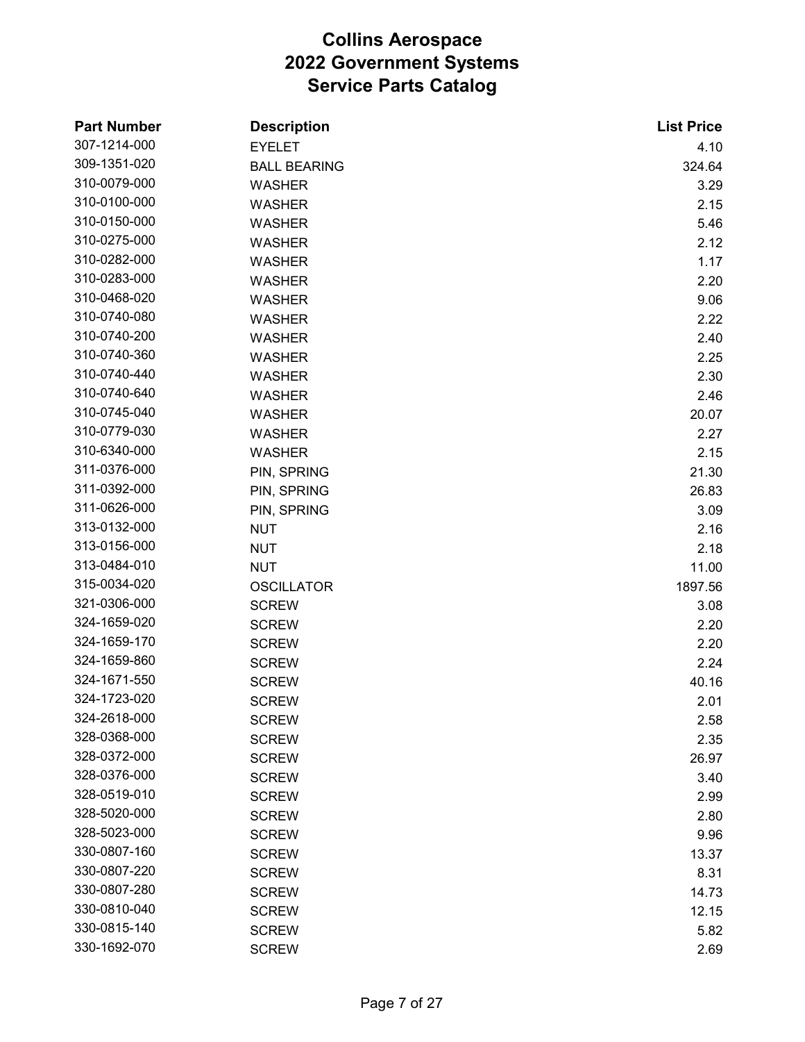# Collins Aerospace
# 2022 Government Systems
# Service Parts Catalog

| Part Number | Description | List Price |
|---|---|---|
| 307-1214-000 | EYELET | 4.10 |
| 309-1351-020 | BALL BEARING | 324.64 |
| 310-0079-000 | WASHER | 3.29 |
| 310-0100-000 | WASHER | 2.15 |
| 310-0150-000 | WASHER | 5.46 |
| 310-0275-000 | WASHER | 2.12 |
| 310-0282-000 | WASHER | 1.17 |
| 310-0283-000 | WASHER | 2.20 |
| 310-0468-020 | WASHER | 9.06 |
| 310-0740-080 | WASHER | 2.22 |
| 310-0740-200 | WASHER | 2.40 |
| 310-0740-360 | WASHER | 2.25 |
| 310-0740-440 | WASHER | 2.30 |
| 310-0740-640 | WASHER | 2.46 |
| 310-0745-040 | WASHER | 20.07 |
| 310-0779-030 | WASHER | 2.27 |
| 310-6340-000 | WASHER | 2.15 |
| 311-0376-000 | PIN, SPRING | 21.30 |
| 311-0392-000 | PIN, SPRING | 26.83 |
| 311-0626-000 | PIN, SPRING | 3.09 |
| 313-0132-000 | NUT | 2.16 |
| 313-0156-000 | NUT | 2.18 |
| 313-0484-010 | NUT | 11.00 |
| 315-0034-020 | OSCILLATOR | 1897.56 |
| 321-0306-000 | SCREW | 3.08 |
| 324-1659-020 | SCREW | 2.20 |
| 324-1659-170 | SCREW | 2.20 |
| 324-1659-860 | SCREW | 2.24 |
| 324-1671-550 | SCREW | 40.16 |
| 324-1723-020 | SCREW | 2.01 |
| 324-2618-000 | SCREW | 2.58 |
| 328-0368-000 | SCREW | 2.35 |
| 328-0372-000 | SCREW | 26.97 |
| 328-0376-000 | SCREW | 3.40 |
| 328-0519-010 | SCREW | 2.99 |
| 328-5020-000 | SCREW | 2.80 |
| 328-5023-000 | SCREW | 9.96 |
| 330-0807-160 | SCREW | 13.37 |
| 330-0807-220 | SCREW | 8.31 |
| 330-0807-280 | SCREW | 14.73 |
| 330-0810-040 | SCREW | 12.15 |
| 330-0815-140 | SCREW | 5.82 |
| 330-1692-070 | SCREW | 2.69 |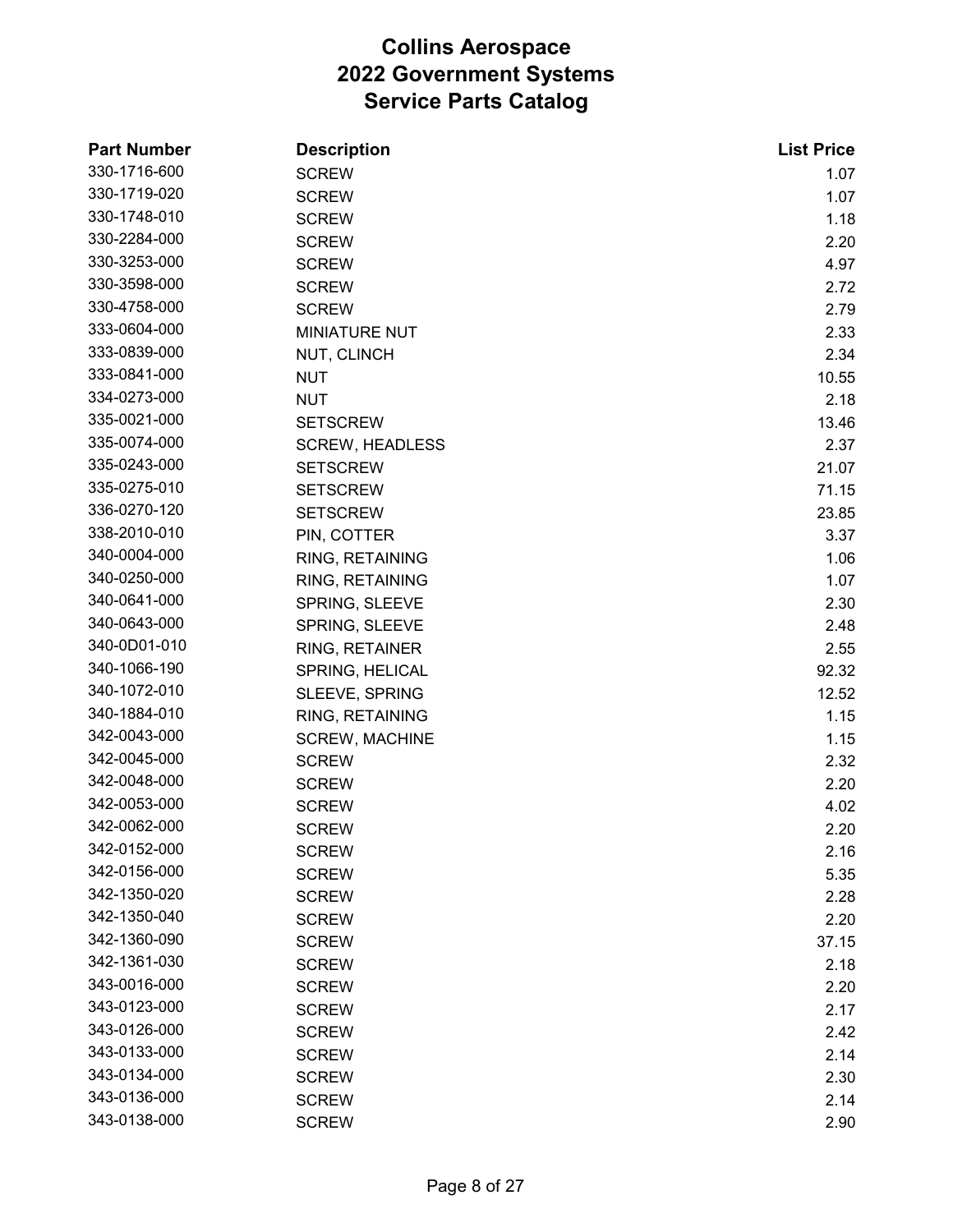# Collins Aerospace
# 2022 Government Systems
# Service Parts Catalog

| Part Number | Description | List Price |
|---|---|---|
| 330-1716-600 | SCREW | 1.07 |
| 330-1719-020 | SCREW | 1.07 |
| 330-1748-010 | SCREW | 1.18 |
| 330-2284-000 | SCREW | 2.20 |
| 330-3253-000 | SCREW | 4.97 |
| 330-3598-000 | SCREW | 2.72 |
| 330-4758-000 | SCREW | 2.79 |
| 333-0604-000 | MINIATURE NUT | 2.33 |
| 333-0839-000 | NUT, CLINCH | 2.34 |
| 333-0841-000 | NUT | 10.55 |
| 334-0273-000 | NUT | 2.18 |
| 335-0021-000 | SETSCREW | 13.46 |
| 335-0074-000 | SCREW, HEADLESS | 2.37 |
| 335-0243-000 | SETSCREW | 21.07 |
| 335-0275-010 | SETSCREW | 71.15 |
| 336-0270-120 | SETSCREW | 23.85 |
| 338-2010-010 | PIN, COTTER | 3.37 |
| 340-0004-000 | RING, RETAINING | 1.06 |
| 340-0250-000 | RING, RETAINING | 1.07 |
| 340-0641-000 | SPRING, SLEEVE | 2.30 |
| 340-0643-000 | SPRING, SLEEVE | 2.48 |
| 340-0D01-010 | RING, RETAINER | 2.55 |
| 340-1066-190 | SPRING, HELICAL | 92.32 |
| 340-1072-010 | SLEEVE, SPRING | 12.52 |
| 340-1884-010 | RING, RETAINING | 1.15 |
| 342-0043-000 | SCREW, MACHINE | 1.15 |
| 342-0045-000 | SCREW | 2.32 |
| 342-0048-000 | SCREW | 2.20 |
| 342-0053-000 | SCREW | 4.02 |
| 342-0062-000 | SCREW | 2.20 |
| 342-0152-000 | SCREW | 2.16 |
| 342-0156-000 | SCREW | 5.35 |
| 342-1350-020 | SCREW | 2.28 |
| 342-1350-040 | SCREW | 2.20 |
| 342-1360-090 | SCREW | 37.15 |
| 342-1361-030 | SCREW | 2.18 |
| 343-0016-000 | SCREW | 2.20 |
| 343-0123-000 | SCREW | 2.17 |
| 343-0126-000 | SCREW | 2.42 |
| 343-0133-000 | SCREW | 2.14 |
| 343-0134-000 | SCREW | 2.30 |
| 343-0136-000 | SCREW | 2.14 |
| 343-0138-000 | SCREW | 2.90 |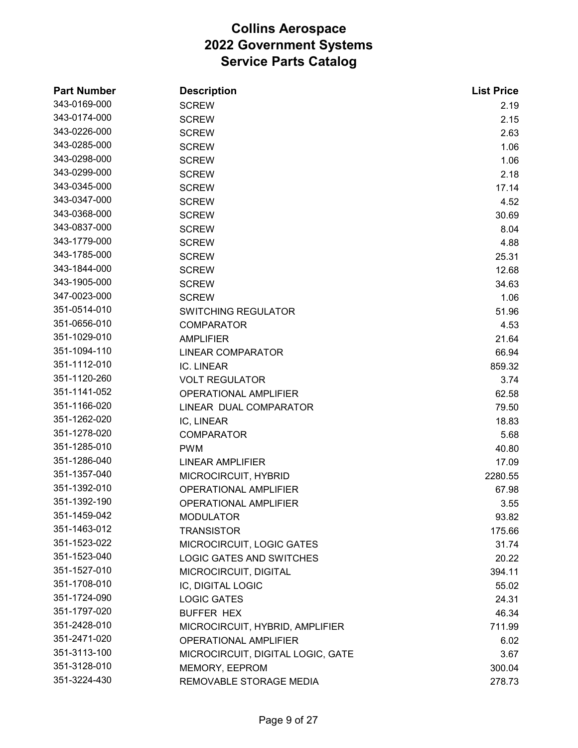# Collins Aerospace
# 2022 Government Systems
# Service Parts Catalog

| Part Number | Description | List Price |
|---|---|---|
| 343-0169-000 | SCREW | 2.19 |
| 343-0174-000 | SCREW | 2.15 |
| 343-0226-000 | SCREW | 2.63 |
| 343-0285-000 | SCREW | 1.06 |
| 343-0298-000 | SCREW | 1.06 |
| 343-0299-000 | SCREW | 2.18 |
| 343-0345-000 | SCREW | 17.14 |
| 343-0347-000 | SCREW | 4.52 |
| 343-0368-000 | SCREW | 30.69 |
| 343-0837-000 | SCREW | 8.04 |
| 343-1779-000 | SCREW | 4.88 |
| 343-1785-000 | SCREW | 25.31 |
| 343-1844-000 | SCREW | 12.68 |
| 343-1905-000 | SCREW | 34.63 |
| 347-0023-000 | SCREW | 1.06 |
| 351-0514-010 | SWITCHING REGULATOR | 51.96 |
| 351-0656-010 | COMPARATOR | 4.53 |
| 351-1029-010 | AMPLIFIER | 21.64 |
| 351-1094-110 | LINEAR COMPARATOR | 66.94 |
| 351-1112-010 | IC. LINEAR | 859.32 |
| 351-1120-260 | VOLT REGULATOR | 3.74 |
| 351-1141-052 | OPERATIONAL AMPLIFIER | 62.58 |
| 351-1166-020 | LINEAR DUAL COMPARATOR | 79.50 |
| 351-1262-020 | IC, LINEAR | 18.83 |
| 351-1278-020 | COMPARATOR | 5.68 |
| 351-1285-010 | PWM | 40.80 |
| 351-1286-040 | LINEAR AMPLIFIER | 17.09 |
| 351-1357-040 | MICROCIRCUIT, HYBRID | 2280.55 |
| 351-1392-010 | OPERATIONAL AMPLIFIER | 67.98 |
| 351-1392-190 | OPERATIONAL AMPLIFIER | 3.55 |
| 351-1459-042 | MODULATOR | 93.82 |
| 351-1463-012 | TRANSISTOR | 175.66 |
| 351-1523-022 | MICROCIRCUIT, LOGIC GATES | 31.74 |
| 351-1523-040 | LOGIC GATES AND SWITCHES | 20.22 |
| 351-1527-010 | MICROCIRCUIT, DIGITAL | 394.11 |
| 351-1708-010 | IC, DIGITAL LOGIC | 55.02 |
| 351-1724-090 | LOGIC GATES | 24.31 |
| 351-1797-020 | BUFFER HEX | 46.34 |
| 351-2428-010 | MICROCIRCUIT, HYBRID, AMPLIFIER | 711.99 |
| 351-2471-020 | OPERATIONAL AMPLIFIER | 6.02 |
| 351-3113-100 | MICROCIRCUIT, DIGITAL LOGIC, GATE | 3.67 |
| 351-3128-010 | MEMORY, EEPROM | 300.04 |
| 351-3224-430 | REMOVABLE STORAGE MEDIA | 278.73 |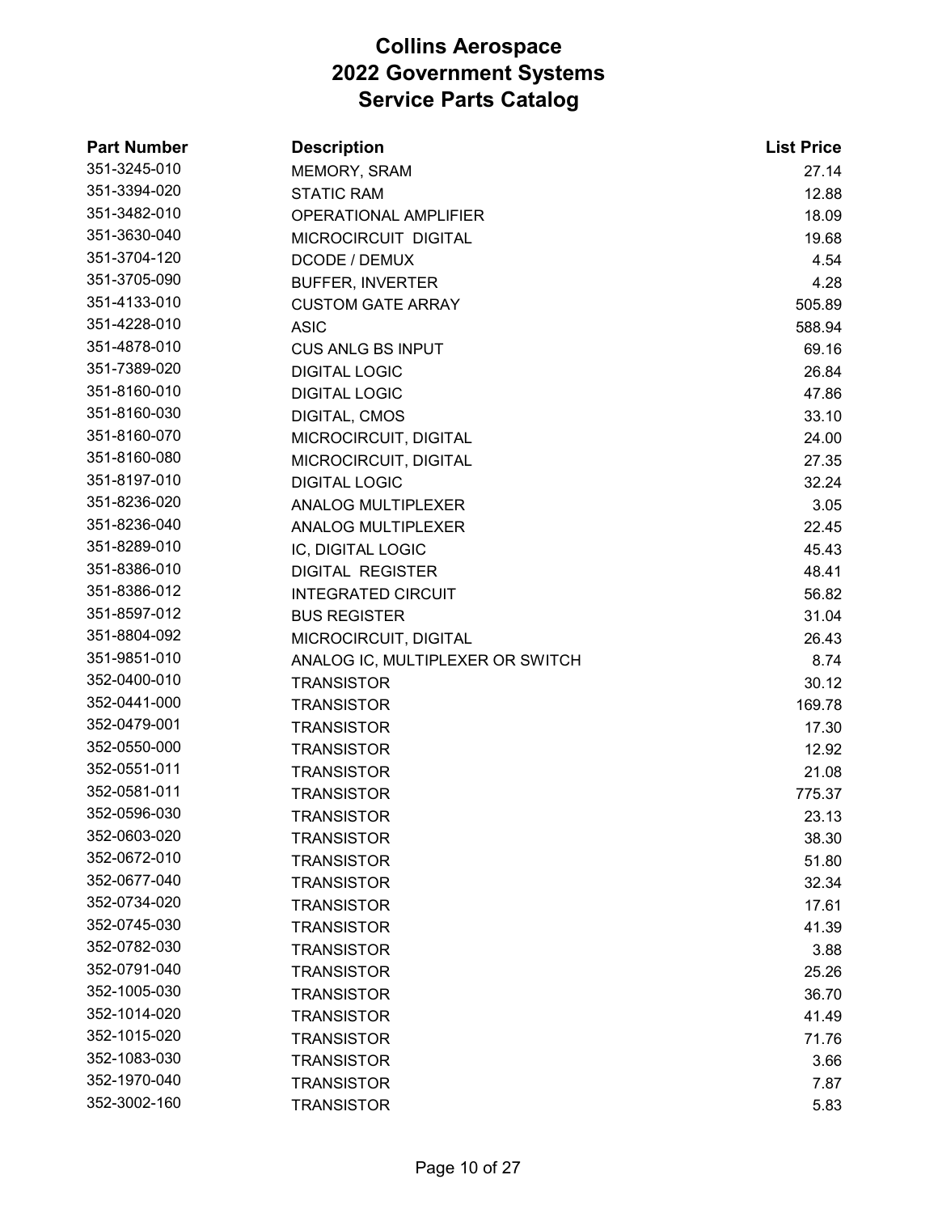# Collins Aerospace
# 2022 Government Systems
# Service Parts Catalog

| Part Number | Description | List Price |
|---|---|---|
| 351-3245-010 | MEMORY, SRAM | 27.14 |
| 351-3394-020 | STATIC RAM | 12.88 |
| 351-3482-010 | OPERATIONAL AMPLIFIER | 18.09 |
| 351-3630-040 | MICROCIRCUIT DIGITAL | 19.68 |
| 351-3704-120 | DCODE / DEMUX | 4.54 |
| 351-3705-090 | BUFFER, INVERTER | 4.28 |
| 351-4133-010 | CUSTOM GATE ARRAY | 505.89 |
| 351-4228-010 | ASIC | 588.94 |
| 351-4878-010 | CUS ANLG BS INPUT | 69.16 |
| 351-7389-020 | DIGITAL LOGIC | 26.84 |
| 351-8160-010 | DIGITAL LOGIC | 47.86 |
| 351-8160-030 | DIGITAL, CMOS | 33.10 |
| 351-8160-070 | MICROCIRCUIT, DIGITAL | 24.00 |
| 351-8160-080 | MICROCIRCUIT, DIGITAL | 27.35 |
| 351-8197-010 | DIGITAL LOGIC | 32.24 |
| 351-8236-020 | ANALOG MULTIPLEXER | 3.05 |
| 351-8236-040 | ANALOG MULTIPLEXER | 22.45 |
| 351-8289-010 | IC, DIGITAL LOGIC | 45.43 |
| 351-8386-010 | DIGITAL REGISTER | 48.41 |
| 351-8386-012 | INTEGRATED CIRCUIT | 56.82 |
| 351-8597-012 | BUS REGISTER | 31.04 |
| 351-8804-092 | MICROCIRCUIT, DIGITAL | 26.43 |
| 351-9851-010 | ANALOG IC, MULTIPLEXER OR SWITCH | 8.74 |
| 352-0400-010 | TRANSISTOR | 30.12 |
| 352-0441-000 | TRANSISTOR | 169.78 |
| 352-0479-001 | TRANSISTOR | 17.30 |
| 352-0550-000 | TRANSISTOR | 12.92 |
| 352-0551-011 | TRANSISTOR | 21.08 |
| 352-0581-011 | TRANSISTOR | 775.37 |
| 352-0596-030 | TRANSISTOR | 23.13 |
| 352-0603-020 | TRANSISTOR | 38.30 |
| 352-0672-010 | TRANSISTOR | 51.80 |
| 352-0677-040 | TRANSISTOR | 32.34 |
| 352-0734-020 | TRANSISTOR | 17.61 |
| 352-0745-030 | TRANSISTOR | 41.39 |
| 352-0782-030 | TRANSISTOR | 3.88 |
| 352-0791-040 | TRANSISTOR | 25.26 |
| 352-1005-030 | TRANSISTOR | 36.70 |
| 352-1014-020 | TRANSISTOR | 41.49 |
| 352-1015-020 | TRANSISTOR | 71.76 |
| 352-1083-030 | TRANSISTOR | 3.66 |
| 352-1970-040 | TRANSISTOR | 7.87 |
| 352-3002-160 | TRANSISTOR | 5.83 |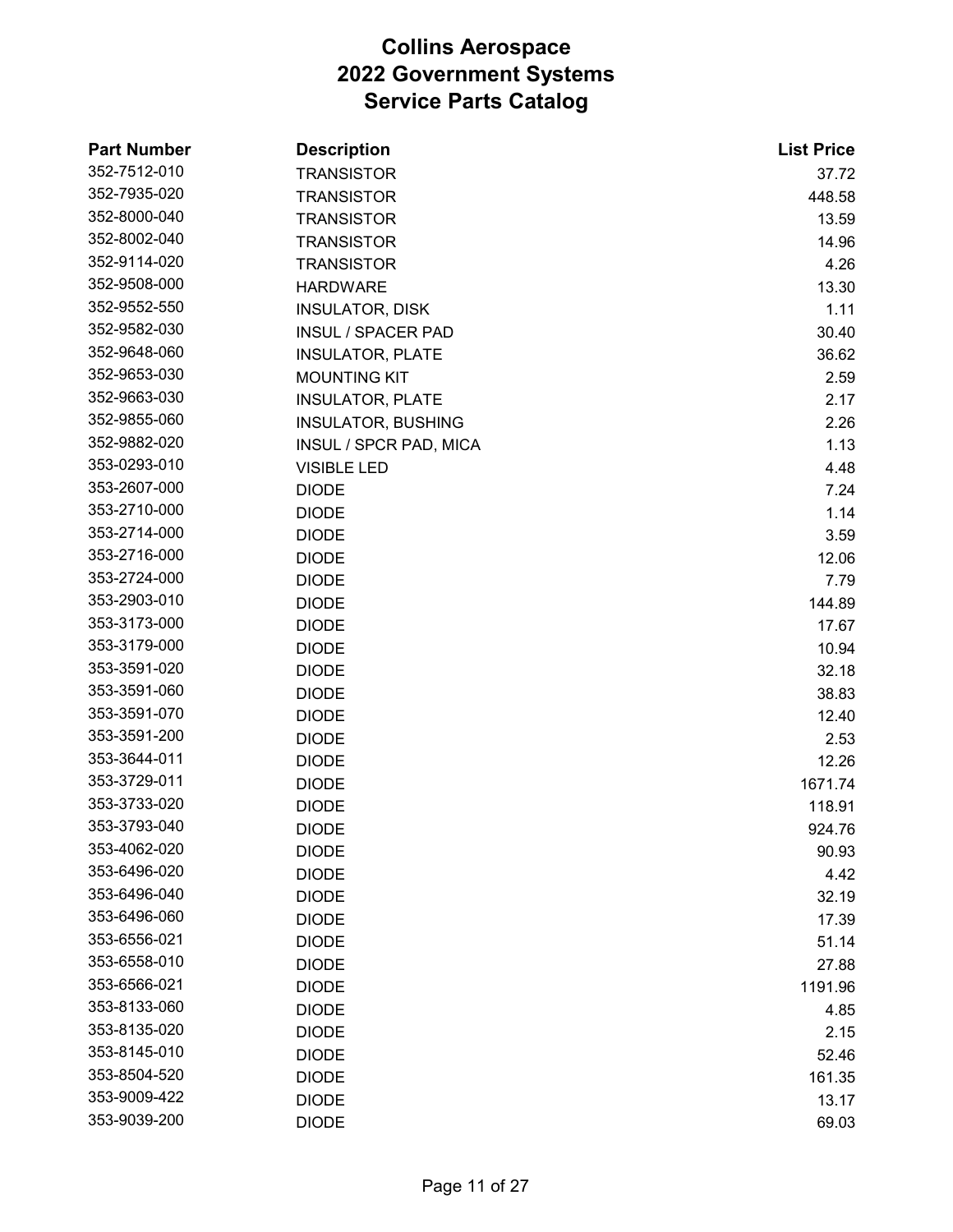# Collins Aerospace
# 2022 Government Systems
# Service Parts Catalog

| Part Number | Description | List Price |
|---|---|---|
| 352-7512-010 | TRANSISTOR | 37.72 |
| 352-7935-020 | TRANSISTOR | 448.58 |
| 352-8000-040 | TRANSISTOR | 13.59 |
| 352-8002-040 | TRANSISTOR | 14.96 |
| 352-9114-020 | TRANSISTOR | 4.26 |
| 352-9508-000 | HARDWARE | 13.30 |
| 352-9552-550 | INSULATOR, DISK | 1.11 |
| 352-9582-030 | INSUL / SPACER PAD | 30.40 |
| 352-9648-060 | INSULATOR, PLATE | 36.62 |
| 352-9653-030 | MOUNTING KIT | 2.59 |
| 352-9663-030 | INSULATOR, PLATE | 2.17 |
| 352-9855-060 | INSULATOR, BUSHING | 2.26 |
| 352-9882-020 | INSUL / SPCR PAD, MICA | 1.13 |
| 353-0293-010 | VISIBLE LED | 4.48 |
| 353-2607-000 | DIODE | 7.24 |
| 353-2710-000 | DIODE | 1.14 |
| 353-2714-000 | DIODE | 3.59 |
| 353-2716-000 | DIODE | 12.06 |
| 353-2724-000 | DIODE | 7.79 |
| 353-2903-010 | DIODE | 144.89 |
| 353-3173-000 | DIODE | 17.67 |
| 353-3179-000 | DIODE | 10.94 |
| 353-3591-020 | DIODE | 32.18 |
| 353-3591-060 | DIODE | 38.83 |
| 353-3591-070 | DIODE | 12.40 |
| 353-3591-200 | DIODE | 2.53 |
| 353-3644-011 | DIODE | 12.26 |
| 353-3729-011 | DIODE | 1671.74 |
| 353-3733-020 | DIODE | 118.91 |
| 353-3793-040 | DIODE | 924.76 |
| 353-4062-020 | DIODE | 90.93 |
| 353-6496-020 | DIODE | 4.42 |
| 353-6496-040 | DIODE | 32.19 |
| 353-6496-060 | DIODE | 17.39 |
| 353-6556-021 | DIODE | 51.14 |
| 353-6558-010 | DIODE | 27.88 |
| 353-6566-021 | DIODE | 1191.96 |
| 353-8133-060 | DIODE | 4.85 |
| 353-8135-020 | DIODE | 2.15 |
| 353-8145-010 | DIODE | 52.46 |
| 353-8504-520 | DIODE | 161.35 |
| 353-9009-422 | DIODE | 13.17 |
| 353-9039-200 | DIODE | 69.03 |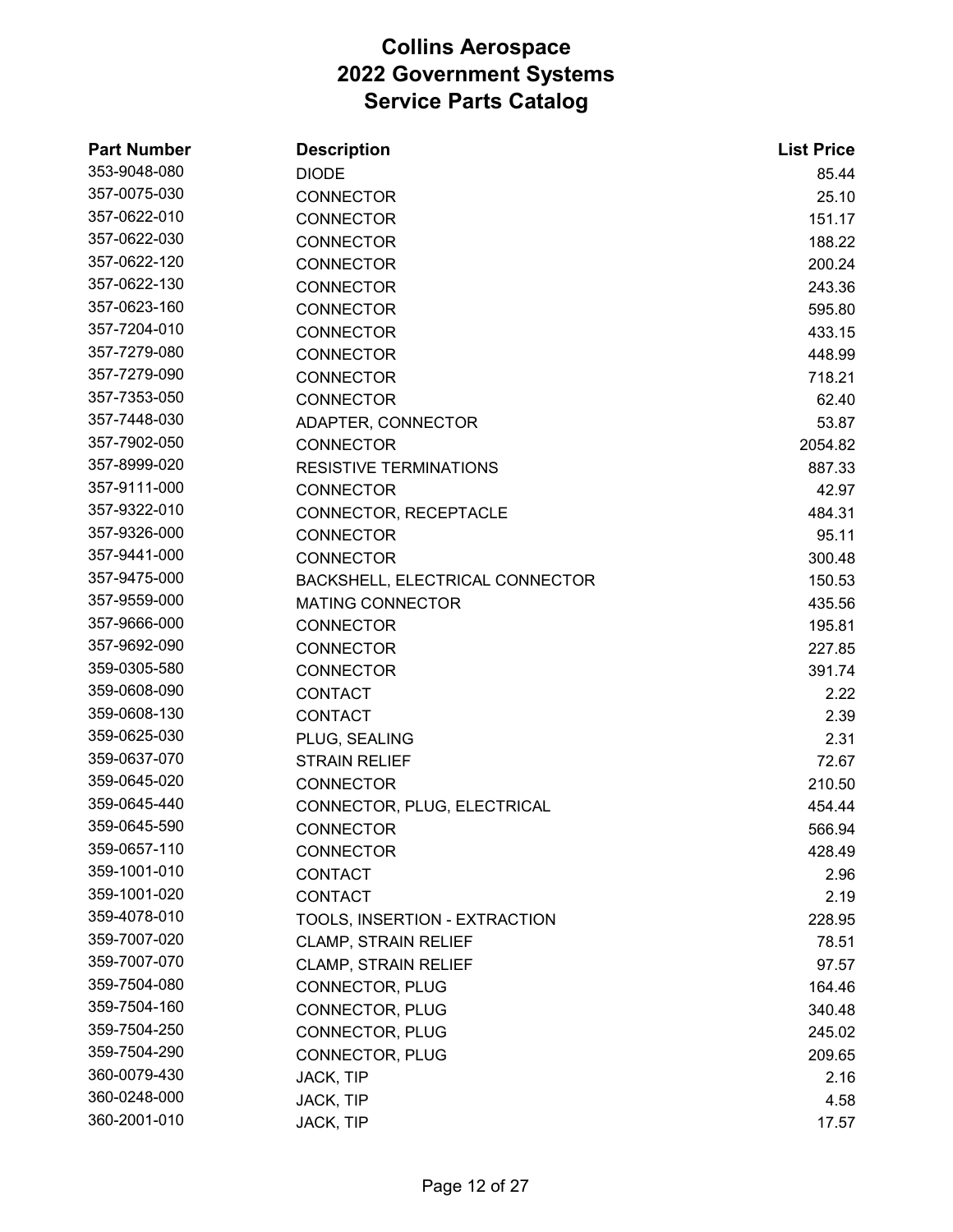# Collins Aerospace
# 2022 Government Systems
# Service Parts Catalog

| Part Number | Description | List Price |
|---|---|---|
| 353-9048-080 | DIODE | 85.44 |
| 357-0075-030 | CONNECTOR | 25.10 |
| 357-0622-010 | CONNECTOR | 151.17 |
| 357-0622-030 | CONNECTOR | 188.22 |
| 357-0622-120 | CONNECTOR | 200.24 |
| 357-0622-130 | CONNECTOR | 243.36 |
| 357-0623-160 | CONNECTOR | 595.80 |
| 357-7204-010 | CONNECTOR | 433.15 |
| 357-7279-080 | CONNECTOR | 448.99 |
| 357-7279-090 | CONNECTOR | 718.21 |
| 357-7353-050 | CONNECTOR | 62.40 |
| 357-7448-030 | ADAPTER, CONNECTOR | 53.87 |
| 357-7902-050 | CONNECTOR | 2054.82 |
| 357-8999-020 | RESISTIVE TERMINATIONS | 887.33 |
| 357-9111-000 | CONNECTOR | 42.97 |
| 357-9322-010 | CONNECTOR, RECEPTACLE | 484.31 |
| 357-9326-000 | CONNECTOR | 95.11 |
| 357-9441-000 | CONNECTOR | 300.48 |
| 357-9475-000 | BACKSHELL, ELECTRICAL CONNECTOR | 150.53 |
| 357-9559-000 | MATING CONNECTOR | 435.56 |
| 357-9666-000 | CONNECTOR | 195.81 |
| 357-9692-090 | CONNECTOR | 227.85 |
| 359-0305-580 | CONNECTOR | 391.74 |
| 359-0608-090 | CONTACT | 2.22 |
| 359-0608-130 | CONTACT | 2.39 |
| 359-0625-030 | PLUG, SEALING | 2.31 |
| 359-0637-070 | STRAIN RELIEF | 72.67 |
| 359-0645-020 | CONNECTOR | 210.50 |
| 359-0645-440 | CONNECTOR, PLUG, ELECTRICAL | 454.44 |
| 359-0645-590 | CONNECTOR | 566.94 |
| 359-0657-110 | CONNECTOR | 428.49 |
| 359-1001-010 | CONTACT | 2.96 |
| 359-1001-020 | CONTACT | 2.19 |
| 359-4078-010 | TOOLS, INSERTION - EXTRACTION | 228.95 |
| 359-7007-020 | CLAMP, STRAIN RELIEF | 78.51 |
| 359-7007-070 | CLAMP, STRAIN RELIEF | 97.57 |
| 359-7504-080 | CONNECTOR, PLUG | 164.46 |
| 359-7504-160 | CONNECTOR, PLUG | 340.48 |
| 359-7504-250 | CONNECTOR, PLUG | 245.02 |
| 359-7504-290 | CONNECTOR, PLUG | 209.65 |
| 360-0079-430 | JACK, TIP | 2.16 |
| 360-0248-000 | JACK, TIP | 4.58 |
| 360-2001-010 | JACK, TIP | 17.57 |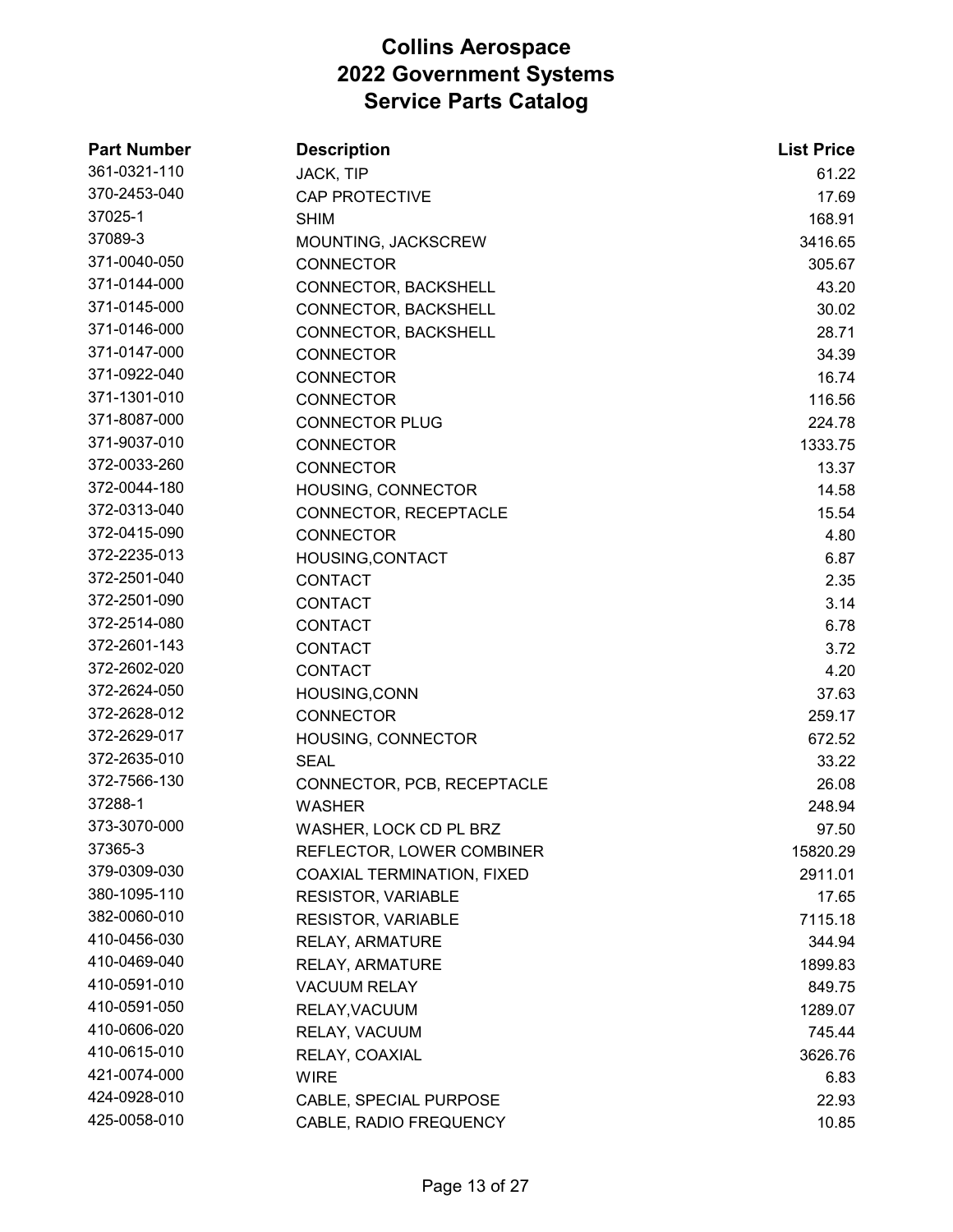# Collins Aerospace
# 2022 Government Systems
# Service Parts Catalog

| Part Number | Description | List Price |
|---|---|---|
| 361-0321-110 | JACK, TIP | 61.22 |
| 370-2453-040 | CAP PROTECTIVE | 17.69 |
| 37025-1 | SHIM | 168.91 |
| 37089-3 | MOUNTING, JACKSCREW | 3416.65 |
| 371-0040-050 | CONNECTOR | 305.67 |
| 371-0144-000 | CONNECTOR, BACKSHELL | 43.20 |
| 371-0145-000 | CONNECTOR, BACKSHELL | 30.02 |
| 371-0146-000 | CONNECTOR, BACKSHELL | 28.71 |
| 371-0147-000 | CONNECTOR | 34.39 |
| 371-0922-040 | CONNECTOR | 16.74 |
| 371-1301-010 | CONNECTOR | 116.56 |
| 371-8087-000 | CONNECTOR PLUG | 224.78 |
| 371-9037-010 | CONNECTOR | 1333.75 |
| 372-0033-260 | CONNECTOR | 13.37 |
| 372-0044-180 | HOUSING, CONNECTOR | 14.58 |
| 372-0313-040 | CONNECTOR, RECEPTACLE | 15.54 |
| 372-0415-090 | CONNECTOR | 4.80 |
| 372-2235-013 | HOUSING,CONTACT | 6.87 |
| 372-2501-040 | CONTACT | 2.35 |
| 372-2501-090 | CONTACT | 3.14 |
| 372-2514-080 | CONTACT | 6.78 |
| 372-2601-143 | CONTACT | 3.72 |
| 372-2602-020 | CONTACT | 4.20 |
| 372-2624-050 | HOUSING,CONN | 37.63 |
| 372-2628-012 | CONNECTOR | 259.17 |
| 372-2629-017 | HOUSING, CONNECTOR | 672.52 |
| 372-2635-010 | SEAL | 33.22 |
| 372-7566-130 | CONNECTOR, PCB, RECEPTACLE | 26.08 |
| 37288-1 | WASHER | 248.94 |
| 373-3070-000 | WASHER, LOCK CD PL BRZ | 97.50 |
| 37365-3 | REFLECTOR, LOWER COMBINER | 15820.29 |
| 379-0309-030 | COAXIAL TERMINATION, FIXED | 2911.01 |
| 380-1095-110 | RESISTOR, VARIABLE | 17.65 |
| 382-0060-010 | RESISTOR, VARIABLE | 7115.18 |
| 410-0456-030 | RELAY, ARMATURE | 344.94 |
| 410-0469-040 | RELAY, ARMATURE | 1899.83 |
| 410-0591-010 | VACUUM RELAY | 849.75 |
| 410-0591-050 | RELAY,VACUUM | 1289.07 |
| 410-0606-020 | RELAY, VACUUM | 745.44 |
| 410-0615-010 | RELAY, COAXIAL | 3626.76 |
| 421-0074-000 | WIRE | 6.83 |
| 424-0928-010 | CABLE, SPECIAL PURPOSE | 22.93 |
| 425-0058-010 | CABLE, RADIO FREQUENCY | 10.85 |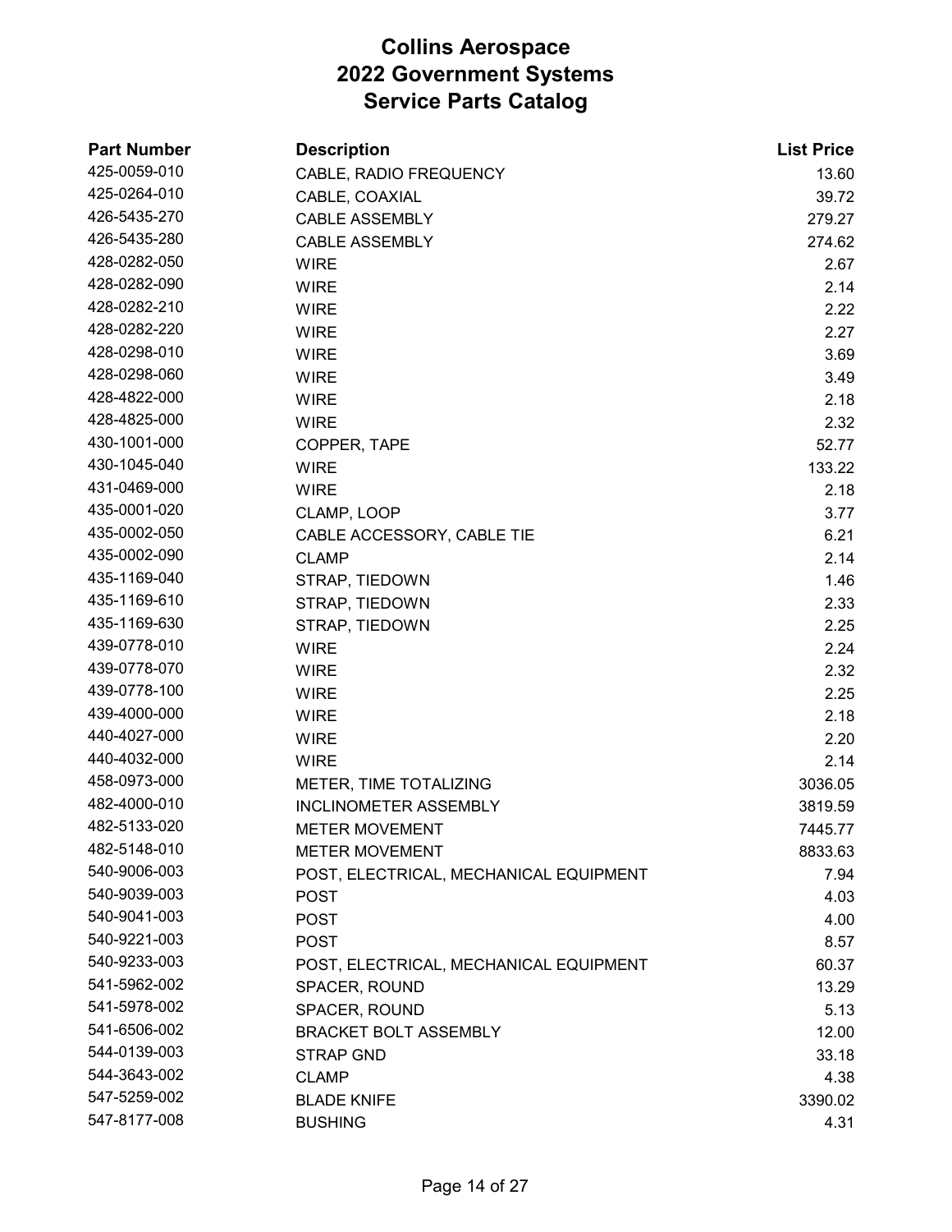# Collins Aerospace
# 2022 Government Systems
# Service Parts Catalog

| Part Number | Description | List Price |
|---|---|---|
| 425-0059-010 | CABLE, RADIO FREQUENCY | 13.60 |
| 425-0264-010 | CABLE, COAXIAL | 39.72 |
| 426-5435-270 | CABLE ASSEMBLY | 279.27 |
| 426-5435-280 | CABLE ASSEMBLY | 274.62 |
| 428-0282-050 | WIRE | 2.67 |
| 428-0282-090 | WIRE | 2.14 |
| 428-0282-210 | WIRE | 2.22 |
| 428-0282-220 | WIRE | 2.27 |
| 428-0298-010 | WIRE | 3.69 |
| 428-0298-060 | WIRE | 3.49 |
| 428-4822-000 | WIRE | 2.18 |
| 428-4825-000 | WIRE | 2.32 |
| 430-1001-000 | COPPER, TAPE | 52.77 |
| 430-1045-040 | WIRE | 133.22 |
| 431-0469-000 | WIRE | 2.18 |
| 435-0001-020 | CLAMP, LOOP | 3.77 |
| 435-0002-050 | CABLE ACCESSORY, CABLE TIE | 6.21 |
| 435-0002-090 | CLAMP | 2.14 |
| 435-1169-040 | STRAP, TIEDOWN | 1.46 |
| 435-1169-610 | STRAP, TIEDOWN | 2.33 |
| 435-1169-630 | STRAP, TIEDOWN | 2.25 |
| 439-0778-010 | WIRE | 2.24 |
| 439-0778-070 | WIRE | 2.32 |
| 439-0778-100 | WIRE | 2.25 |
| 439-4000-000 | WIRE | 2.18 |
| 440-4027-000 | WIRE | 2.20 |
| 440-4032-000 | WIRE | 2.14 |
| 458-0973-000 | METER, TIME TOTALIZING | 3036.05 |
| 482-4000-010 | INCLINOMETER ASSEMBLY | 3819.59 |
| 482-5133-020 | METER MOVEMENT | 7445.77 |
| 482-5148-010 | METER MOVEMENT | 8833.63 |
| 540-9006-003 | POST, ELECTRICAL, MECHANICAL EQUIPMENT | 7.94 |
| 540-9039-003 | POST | 4.03 |
| 540-9041-003 | POST | 4.00 |
| 540-9221-003 | POST | 8.57 |
| 540-9233-003 | POST, ELECTRICAL, MECHANICAL EQUIPMENT | 60.37 |
| 541-5962-002 | SPACER, ROUND | 13.29 |
| 541-5978-002 | SPACER, ROUND | 5.13 |
| 541-6506-002 | BRACKET BOLT ASSEMBLY | 12.00 |
| 544-0139-003 | STRAP GND | 33.18 |
| 544-3643-002 | CLAMP | 4.38 |
| 547-5259-002 | BLADE KNIFE | 3390.02 |
| 547-8177-008 | BUSHING | 4.31 |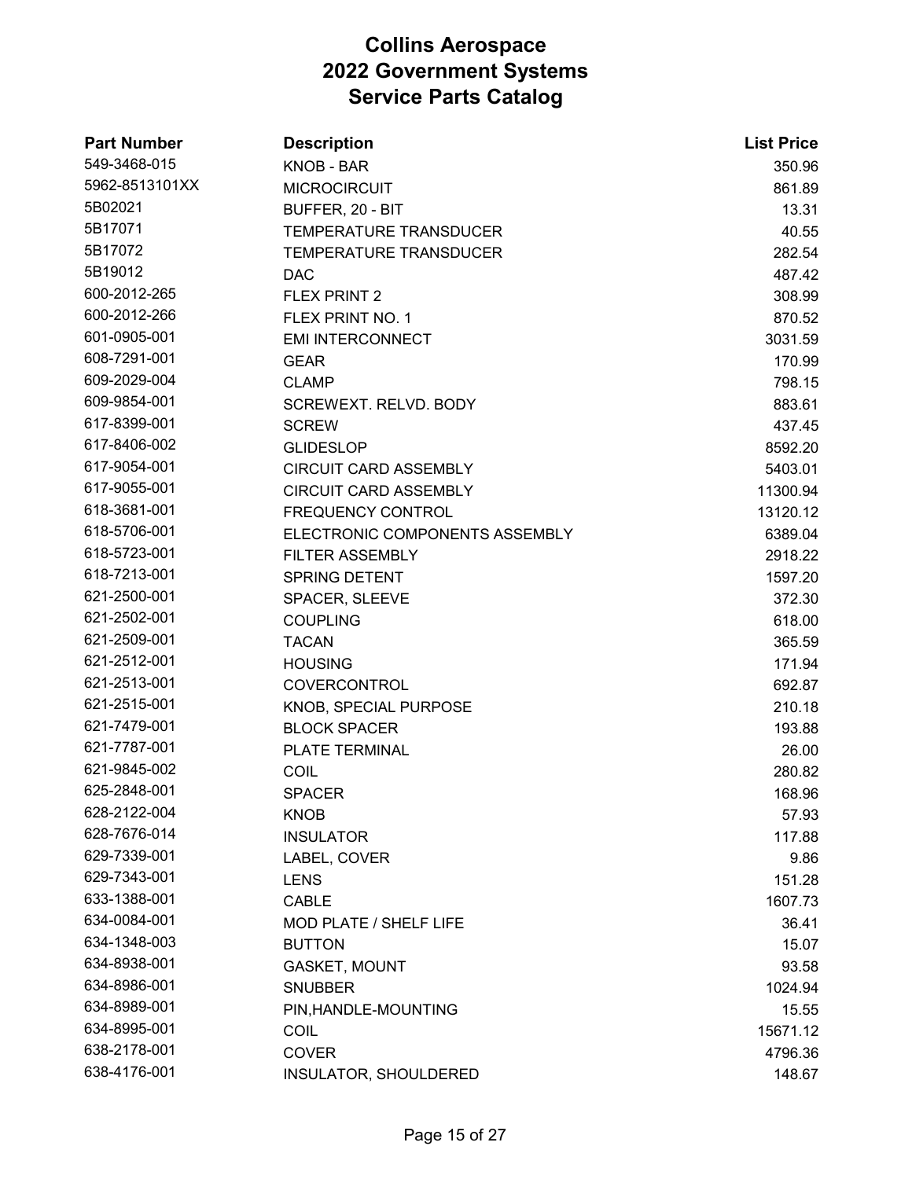# Collins Aerospace
# 2022 Government Systems
# Service Parts Catalog

| Part Number | Description | List Price |
|---|---|---|
| 549-3468-015 | KNOB - BAR | 350.96 |
| 5962-8513101XX | MICROCIRCUIT | 861.89 |
| 5B02021 | BUFFER, 20 - BIT | 13.31 |
| 5B17071 | TEMPERATURE TRANSDUCER | 40.55 |
| 5B17072 | TEMPERATURE TRANSDUCER | 282.54 |
| 5B19012 | DAC | 487.42 |
| 600-2012-265 | FLEX PRINT 2 | 308.99 |
| 600-2012-266 | FLEX PRINT NO. 1 | 870.52 |
| 601-0905-001 | EMI INTERCONNECT | 3031.59 |
| 608-7291-001 | GEAR | 170.99 |
| 609-2029-004 | CLAMP | 798.15 |
| 609-9854-001 | SCREWEXT. RELVD. BODY | 883.61 |
| 617-8399-001 | SCREW | 437.45 |
| 617-8406-002 | GLIDESLOP | 8592.20 |
| 617-9054-001 | CIRCUIT CARD ASSEMBLY | 5403.01 |
| 617-9055-001 | CIRCUIT CARD ASSEMBLY | 11300.94 |
| 618-3681-001 | FREQUENCY CONTROL | 13120.12 |
| 618-5706-001 | ELECTRONIC COMPONENTS ASSEMBLY | 6389.04 |
| 618-5723-001 | FILTER ASSEMBLY | 2918.22 |
| 618-7213-001 | SPRING DETENT | 1597.20 |
| 621-2500-001 | SPACER, SLEEVE | 372.30 |
| 621-2502-001 | COUPLING | 618.00 |
| 621-2509-001 | TACAN | 365.59 |
| 621-2512-001 | HOUSING | 171.94 |
| 621-2513-001 | COVERCONTROL | 692.87 |
| 621-2515-001 | KNOB, SPECIAL PURPOSE | 210.18 |
| 621-7479-001 | BLOCK SPACER | 193.88 |
| 621-7787-001 | PLATE TERMINAL | 26.00 |
| 621-9845-002 | COIL | 280.82 |
| 625-2848-001 | SPACER | 168.96 |
| 628-2122-004 | KNOB | 57.93 |
| 628-7676-014 | INSULATOR | 117.88 |
| 629-7339-001 | LABEL, COVER | 9.86 |
| 629-7343-001 | LENS | 151.28 |
| 633-1388-001 | CABLE | 1607.73 |
| 634-0084-001 | MOD PLATE / SHELF LIFE | 36.41 |
| 634-1348-003 | BUTTON | 15.07 |
| 634-8938-001 | GASKET, MOUNT | 93.58 |
| 634-8986-001 | SNUBBER | 1024.94 |
| 634-8989-001 | PIN,HANDLE-MOUNTING | 15.55 |
| 634-8995-001 | COIL | 15671.12 |
| 638-2178-001 | COVER | 4796.36 |
| 638-4176-001 | INSULATOR, SHOULDERED | 148.67 |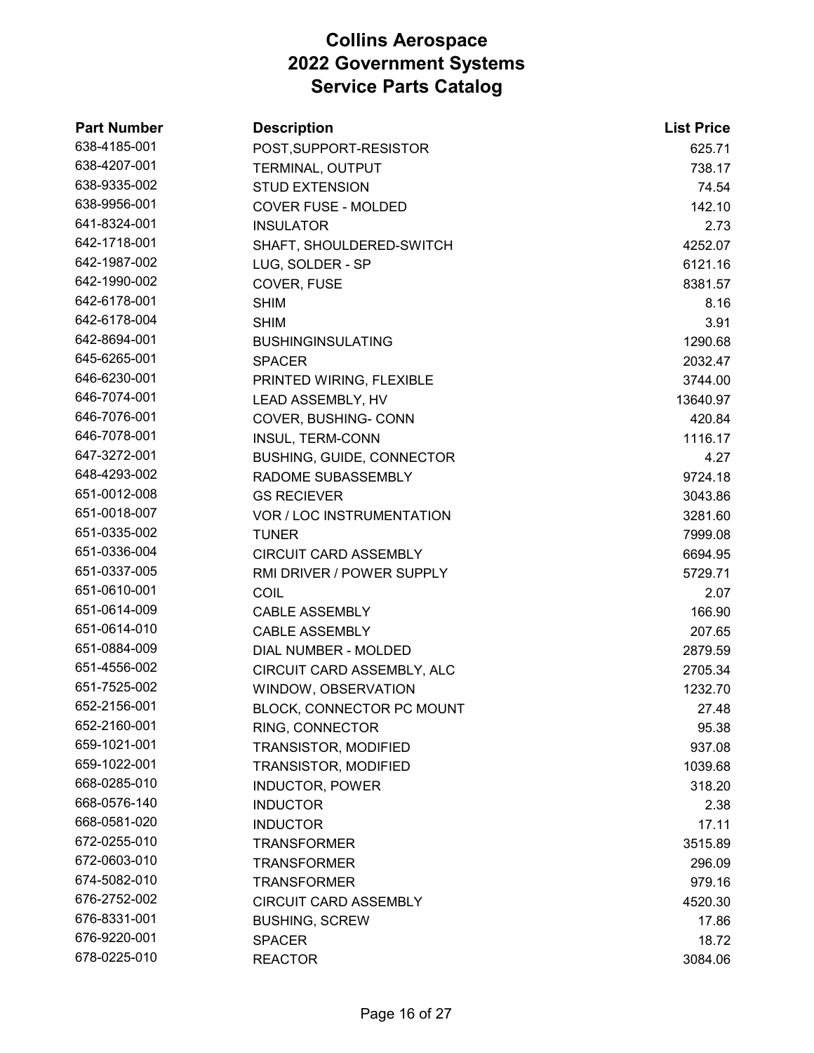# Collins Aerospace
# 2022 Government Systems
# Service Parts Catalog

| Part Number | Description | List Price |
|---|---|---|
| 638-4185-001 | POST,SUPPORT-RESISTOR | 625.71 |
| 638-4207-001 | TERMINAL, OUTPUT | 738.17 |
| 638-9335-002 | STUD EXTENSION | 74.54 |
| 638-9956-001 | COVER FUSE - MOLDED | 142.10 |
| 641-8324-001 | INSULATOR | 2.73 |
| 642-1718-001 | SHAFT, SHOULDERED-SWITCH | 4252.07 |
| 642-1987-002 | LUG, SOLDER - SP | 6121.16 |
| 642-1990-002 | COVER, FUSE | 8381.57 |
| 642-6178-001 | SHIM | 8.16 |
| 642-6178-004 | SHIM | 3.91 |
| 642-8694-001 | BUSHINGINSULATING | 1290.68 |
| 645-6265-001 | SPACER | 2032.47 |
| 646-6230-001 | PRINTED WIRING, FLEXIBLE | 3744.00 |
| 646-7074-001 | LEAD ASSEMBLY, HV | 13640.97 |
| 646-7076-001 | COVER, BUSHING- CONN | 420.84 |
| 646-7078-001 | INSUL, TERM-CONN | 1116.17 |
| 647-3272-001 | BUSHING, GUIDE, CONNECTOR | 4.27 |
| 648-4293-002 | RADOME SUBASSEMBLY | 9724.18 |
| 651-0012-008 | GS RECIEVER | 3043.86 |
| 651-0018-007 | VOR / LOC INSTRUMENTATION | 3281.60 |
| 651-0335-002 | TUNER | 7999.08 |
| 651-0336-004 | CIRCUIT CARD ASSEMBLY | 6694.95 |
| 651-0337-005 | RMI DRIVER / POWER SUPPLY | 5729.71 |
| 651-0610-001 | COIL | 2.07 |
| 651-0614-009 | CABLE ASSEMBLY | 166.90 |
| 651-0614-010 | CABLE ASSEMBLY | 207.65 |
| 651-0884-009 | DIAL NUMBER - MOLDED | 2879.59 |
| 651-4556-002 | CIRCUIT CARD ASSEMBLY, ALC | 2705.34 |
| 651-7525-002 | WINDOW, OBSERVATION | 1232.70 |
| 652-2156-001 | BLOCK, CONNECTOR PC MOUNT | 27.48 |
| 652-2160-001 | RING, CONNECTOR | 95.38 |
| 659-1021-001 | TRANSISTOR, MODIFIED | 937.08 |
| 659-1022-001 | TRANSISTOR, MODIFIED | 1039.68 |
| 668-0285-010 | INDUCTOR, POWER | 318.20 |
| 668-0576-140 | INDUCTOR | 2.38 |
| 668-0581-020 | INDUCTOR | 17.11 |
| 672-0255-010 | TRANSFORMER | 3515.89 |
| 672-0603-010 | TRANSFORMER | 296.09 |
| 674-5082-010 | TRANSFORMER | 979.16 |
| 676-2752-002 | CIRCUIT CARD ASSEMBLY | 4520.30 |
| 676-8331-001 | BUSHING, SCREW | 17.86 |
| 676-9220-001 | SPACER | 18.72 |
| 678-0225-010 | REACTOR | 3084.06 |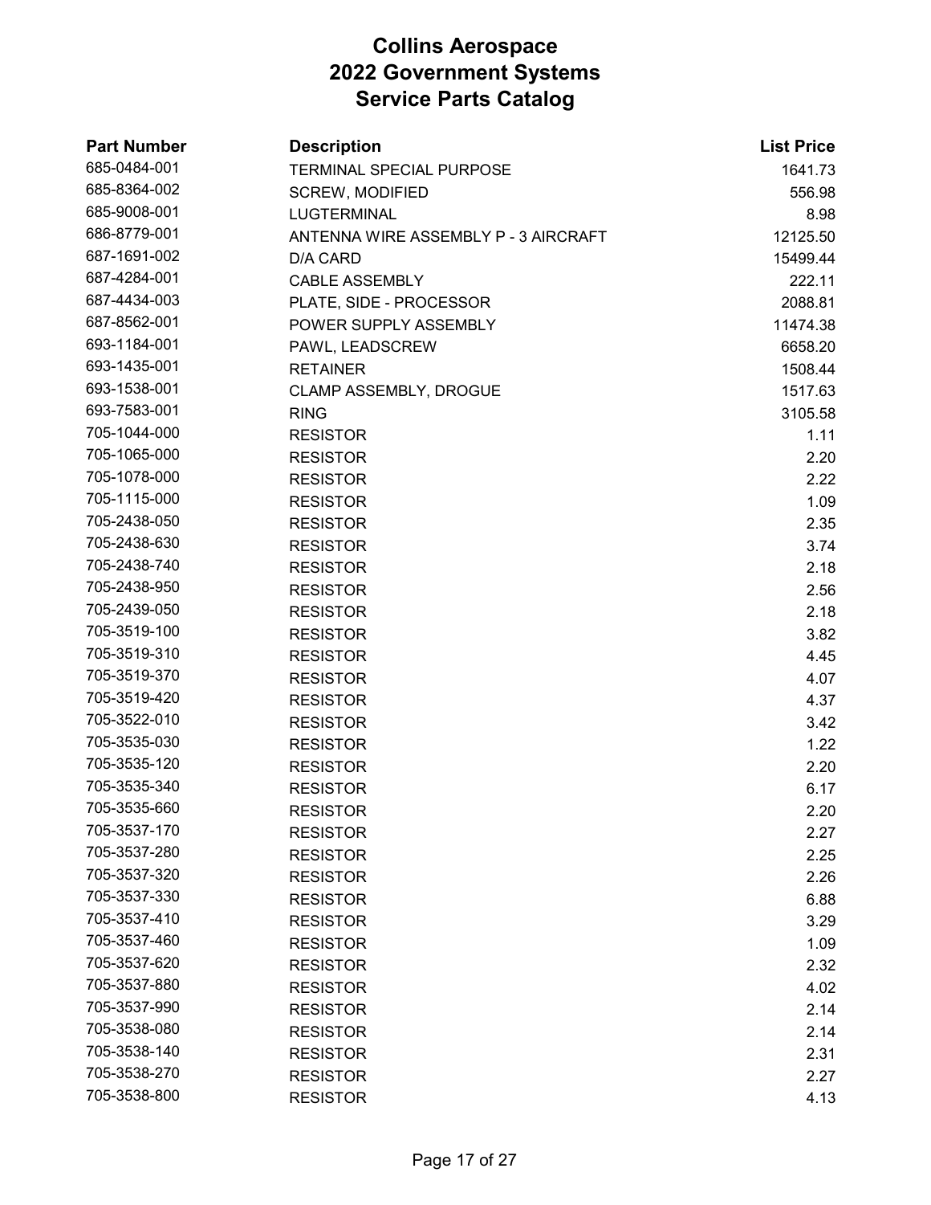# Collins Aerospace
# 2022 Government Systems
# Service Parts Catalog

| Part Number | Description | List Price |
|---|---|---|
| 685-0484-001 | TERMINAL SPECIAL PURPOSE | 1641.73 |
| 685-8364-002 | SCREW, MODIFIED | 556.98 |
| 685-9008-001 | LUGTERMINAL | 8.98 |
| 686-8779-001 | ANTENNA WIRE ASSEMBLY P - 3 AIRCRAFT | 12125.50 |
| 687-1691-002 | D/A CARD | 15499.44 |
| 687-4284-001 | CABLE ASSEMBLY | 222.11 |
| 687-4434-003 | PLATE, SIDE - PROCESSOR | 2088.81 |
| 687-8562-001 | POWER SUPPLY ASSEMBLY | 11474.38 |
| 693-1184-001 | PAWL, LEADSCREW | 6658.20 |
| 693-1435-001 | RETAINER | 1508.44 |
| 693-1538-001 | CLAMP ASSEMBLY, DROGUE | 1517.63 |
| 693-7583-001 | RING | 3105.58 |
| 705-1044-000 | RESISTOR | 1.11 |
| 705-1065-000 | RESISTOR | 2.20 |
| 705-1078-000 | RESISTOR | 2.22 |
| 705-1115-000 | RESISTOR | 1.09 |
| 705-2438-050 | RESISTOR | 2.35 |
| 705-2438-630 | RESISTOR | 3.74 |
| 705-2438-740 | RESISTOR | 2.18 |
| 705-2438-950 | RESISTOR | 2.56 |
| 705-2439-050 | RESISTOR | 2.18 |
| 705-3519-100 | RESISTOR | 3.82 |
| 705-3519-310 | RESISTOR | 4.45 |
| 705-3519-370 | RESISTOR | 4.07 |
| 705-3519-420 | RESISTOR | 4.37 |
| 705-3522-010 | RESISTOR | 3.42 |
| 705-3535-030 | RESISTOR | 1.22 |
| 705-3535-120 | RESISTOR | 2.20 |
| 705-3535-340 | RESISTOR | 6.17 |
| 705-3535-660 | RESISTOR | 2.20 |
| 705-3537-170 | RESISTOR | 2.27 |
| 705-3537-280 | RESISTOR | 2.25 |
| 705-3537-320 | RESISTOR | 2.26 |
| 705-3537-330 | RESISTOR | 6.88 |
| 705-3537-410 | RESISTOR | 3.29 |
| 705-3537-460 | RESISTOR | 1.09 |
| 705-3537-620 | RESISTOR | 2.32 |
| 705-3537-880 | RESISTOR | 4.02 |
| 705-3537-990 | RESISTOR | 2.14 |
| 705-3538-080 | RESISTOR | 2.14 |
| 705-3538-140 | RESISTOR | 2.31 |
| 705-3538-270 | RESISTOR | 2.27 |
| 705-3538-800 | RESISTOR | 4.13 |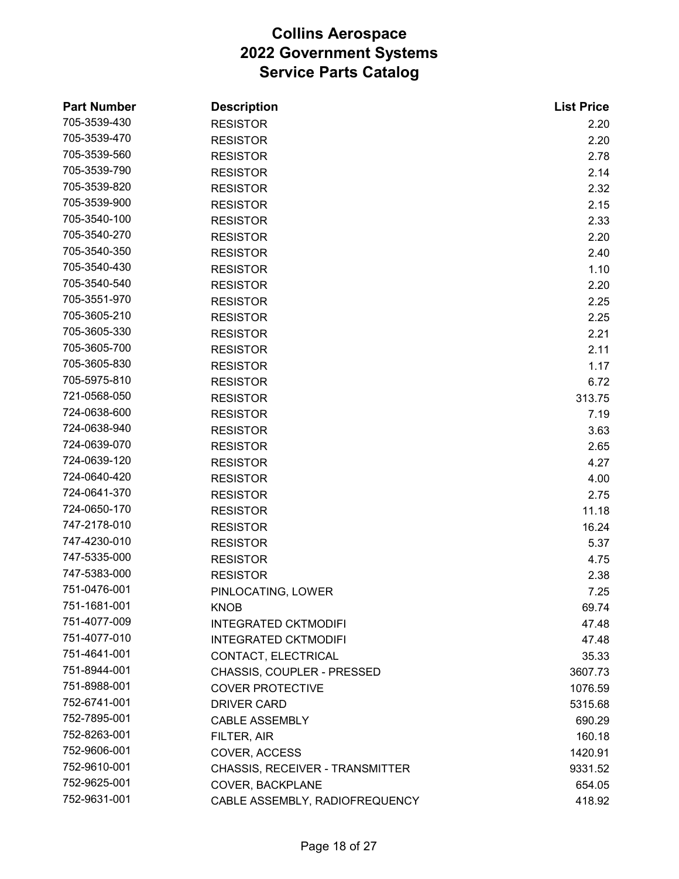# Collins Aerospace
# 2022 Government Systems
# Service Parts Catalog

| Part Number | Description | List Price |
|---|---|---|
| 705-3539-430 | RESISTOR | 2.20 |
| 705-3539-470 | RESISTOR | 2.20 |
| 705-3539-560 | RESISTOR | 2.78 |
| 705-3539-790 | RESISTOR | 2.14 |
| 705-3539-820 | RESISTOR | 2.32 |
| 705-3539-900 | RESISTOR | 2.15 |
| 705-3540-100 | RESISTOR | 2.33 |
| 705-3540-270 | RESISTOR | 2.20 |
| 705-3540-350 | RESISTOR | 2.40 |
| 705-3540-430 | RESISTOR | 1.10 |
| 705-3540-540 | RESISTOR | 2.20 |
| 705-3551-970 | RESISTOR | 2.25 |
| 705-3605-210 | RESISTOR | 2.25 |
| 705-3605-330 | RESISTOR | 2.21 |
| 705-3605-700 | RESISTOR | 2.11 |
| 705-3605-830 | RESISTOR | 1.17 |
| 705-5975-810 | RESISTOR | 6.72 |
| 721-0568-050 | RESISTOR | 313.75 |
| 724-0638-600 | RESISTOR | 7.19 |
| 724-0638-940 | RESISTOR | 3.63 |
| 724-0639-070 | RESISTOR | 2.65 |
| 724-0639-120 | RESISTOR | 4.27 |
| 724-0640-420 | RESISTOR | 4.00 |
| 724-0641-370 | RESISTOR | 2.75 |
| 724-0650-170 | RESISTOR | 11.18 |
| 747-2178-010 | RESISTOR | 16.24 |
| 747-4230-010 | RESISTOR | 5.37 |
| 747-5335-000 | RESISTOR | 4.75 |
| 747-5383-000 | RESISTOR | 2.38 |
| 751-0476-001 | PINLOCATING, LOWER | 7.25 |
| 751-1681-001 | KNOB | 69.74 |
| 751-4077-009 | INTEGRATED CKTMODIFI | 47.48 |
| 751-4077-010 | INTEGRATED CKTMODIFI | 47.48 |
| 751-4641-001 | CONTACT, ELECTRICAL | 35.33 |
| 751-8944-001 | CHASSIS, COUPLER - PRESSED | 3607.73 |
| 751-8988-001 | COVER PROTECTIVE | 1076.59 |
| 752-6741-001 | DRIVER CARD | 5315.68 |
| 752-7895-001 | CABLE ASSEMBLY | 690.29 |
| 752-8263-001 | FILTER, AIR | 160.18 |
| 752-9606-001 | COVER, ACCESS | 1420.91 |
| 752-9610-001 | CHASSIS, RECEIVER - TRANSMITTER | 9331.52 |
| 752-9625-001 | COVER, BACKPLANE | 654.05 |
| 752-9631-001 | CABLE ASSEMBLY, RADIOFREQUENCY | 418.92 |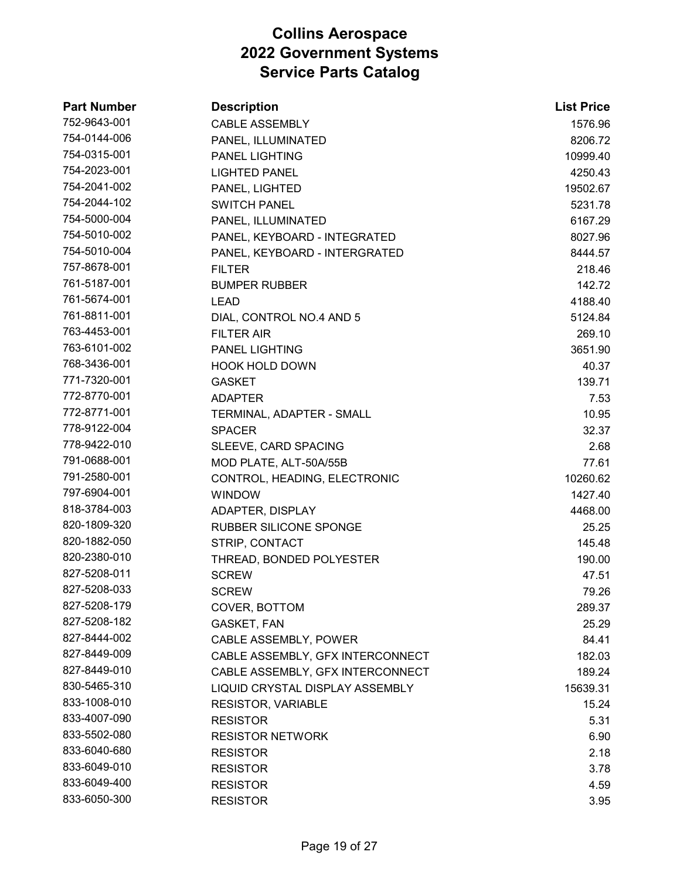# Collins Aerospace
# 2022 Government Systems
# Service Parts Catalog

| Part Number | Description | List Price |
|---|---|---|
| 752-9643-001 | CABLE ASSEMBLY | 1576.96 |
| 754-0144-006 | PANEL, ILLUMINATED | 8206.72 |
| 754-0315-001 | PANEL LIGHTING | 10999.40 |
| 754-2023-001 | LIGHTED PANEL | 4250.43 |
| 754-2041-002 | PANEL, LIGHTED | 19502.67 |
| 754-2044-102 | SWITCH PANEL | 5231.78 |
| 754-5000-004 | PANEL, ILLUMINATED | 6167.29 |
| 754-5010-002 | PANEL, KEYBOARD - INTEGRATED | 8027.96 |
| 754-5010-004 | PANEL, KEYBOARD - INTERGRATED | 8444.57 |
| 757-8678-001 | FILTER | 218.46 |
| 761-5187-001 | BUMPER RUBBER | 142.72 |
| 761-5674-001 | LEAD | 4188.40 |
| 761-8811-001 | DIAL, CONTROL NO.4 AND 5 | 5124.84 |
| 763-4453-001 | FILTER AIR | 269.10 |
| 763-6101-002 | PANEL LIGHTING | 3651.90 |
| 768-3436-001 | HOOK HOLD DOWN | 40.37 |
| 771-7320-001 | GASKET | 139.71 |
| 772-8770-001 | ADAPTER | 7.53 |
| 772-8771-001 | TERMINAL, ADAPTER - SMALL | 10.95 |
| 778-9122-004 | SPACER | 32.37 |
| 778-9422-010 | SLEEVE, CARD SPACING | 2.68 |
| 791-0688-001 | MOD PLATE, ALT-50A/55B | 77.61 |
| 791-2580-001 | CONTROL, HEADING, ELECTRONIC | 10260.62 |
| 797-6904-001 | WINDOW | 1427.40 |
| 818-3784-003 | ADAPTER, DISPLAY | 4468.00 |
| 820-1809-320 | RUBBER SILICONE SPONGE | 25.25 |
| 820-1882-050 | STRIP, CONTACT | 145.48 |
| 820-2380-010 | THREAD, BONDED POLYESTER | 190.00 |
| 827-5208-011 | SCREW | 47.51 |
| 827-5208-033 | SCREW | 79.26 |
| 827-5208-179 | COVER, BOTTOM | 289.37 |
| 827-5208-182 | GASKET, FAN | 25.29 |
| 827-8444-002 | CABLE ASSEMBLY, POWER | 84.41 |
| 827-8449-009 | CABLE ASSEMBLY, GFX INTERCONNECT | 182.03 |
| 827-8449-010 | CABLE ASSEMBLY, GFX INTERCONNECT | 189.24 |
| 830-5465-310 | LIQUID CRYSTAL DISPLAY ASSEMBLY | 15639.31 |
| 833-1008-010 | RESISTOR, VARIABLE | 15.24 |
| 833-4007-090 | RESISTOR | 5.31 |
| 833-5502-080 | RESISTOR NETWORK | 6.90 |
| 833-6040-680 | RESISTOR | 2.18 |
| 833-6049-010 | RESISTOR | 3.78 |
| 833-6049-400 | RESISTOR | 4.59 |
| 833-6050-300 | RESISTOR | 3.95 |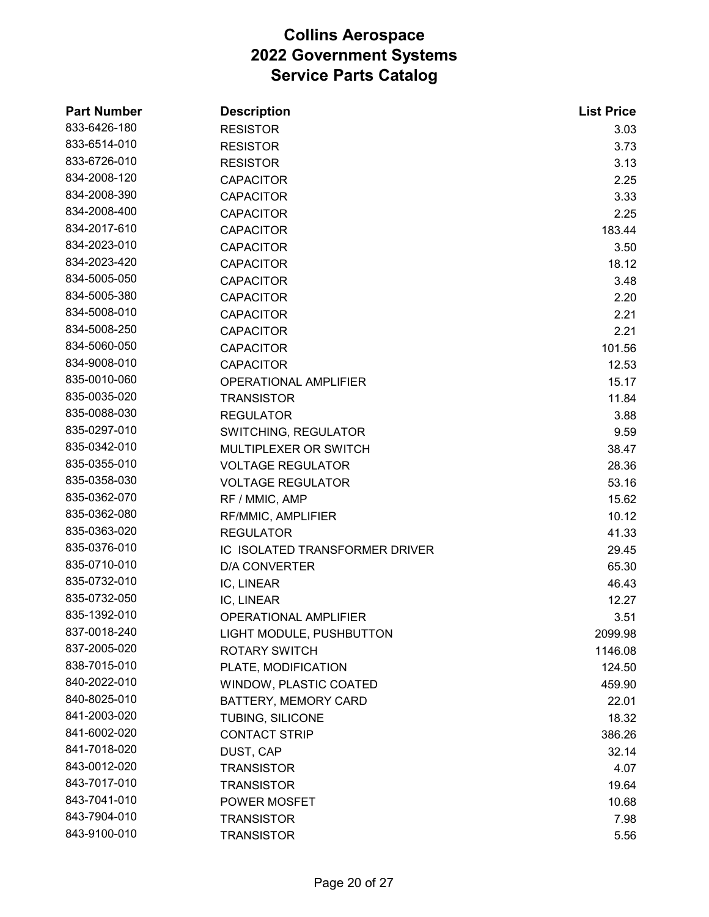# Collins Aerospace
# 2022 Government Systems
# Service Parts Catalog

| Part Number | Description | List Price |
|---|---|---|
| 833-6426-180 | RESISTOR | 3.03 |
| 833-6514-010 | RESISTOR | 3.73 |
| 833-6726-010 | RESISTOR | 3.13 |
| 834-2008-120 | CAPACITOR | 2.25 |
| 834-2008-390 | CAPACITOR | 3.33 |
| 834-2008-400 | CAPACITOR | 2.25 |
| 834-2017-610 | CAPACITOR | 183.44 |
| 834-2023-010 | CAPACITOR | 3.50 |
| 834-2023-420 | CAPACITOR | 18.12 |
| 834-5005-050 | CAPACITOR | 3.48 |
| 834-5005-380 | CAPACITOR | 2.20 |
| 834-5008-010 | CAPACITOR | 2.21 |
| 834-5008-250 | CAPACITOR | 2.21 |
| 834-5060-050 | CAPACITOR | 101.56 |
| 834-9008-010 | CAPACITOR | 12.53 |
| 835-0010-060 | OPERATIONAL AMPLIFIER | 15.17 |
| 835-0035-020 | TRANSISTOR | 11.84 |
| 835-0088-030 | REGULATOR | 3.88 |
| 835-0297-010 | SWITCHING, REGULATOR | 9.59 |
| 835-0342-010 | MULTIPLEXER OR SWITCH | 38.47 |
| 835-0355-010 | VOLTAGE REGULATOR | 28.36 |
| 835-0358-030 | VOLTAGE REGULATOR | 53.16 |
| 835-0362-070 | RF / MMIC, AMP | 15.62 |
| 835-0362-080 | RF/MMIC, AMPLIFIER | 10.12 |
| 835-0363-020 | REGULATOR | 41.33 |
| 835-0376-010 | IC ISOLATED TRANSFORMER DRIVER | 29.45 |
| 835-0710-010 | D/A CONVERTER | 65.30 |
| 835-0732-010 | IC, LINEAR | 46.43 |
| 835-0732-050 | IC, LINEAR | 12.27 |
| 835-1392-010 | OPERATIONAL AMPLIFIER | 3.51 |
| 837-0018-240 | LIGHT MODULE, PUSHBUTTON | 2099.98 |
| 837-2005-020 | ROTARY SWITCH | 1146.08 |
| 838-7015-010 | PLATE, MODIFICATION | 124.50 |
| 840-2022-010 | WINDOW, PLASTIC COATED | 459.90 |
| 840-8025-010 | BATTERY, MEMORY CARD | 22.01 |
| 841-2003-020 | TUBING, SILICONE | 18.32 |
| 841-6002-020 | CONTACT STRIP | 386.26 |
| 841-7018-020 | DUST, CAP | 32.14 |
| 843-0012-020 | TRANSISTOR | 4.07 |
| 843-7017-010 | TRANSISTOR | 19.64 |
| 843-7041-010 | POWER MOSFET | 10.68 |
| 843-7904-010 | TRANSISTOR | 7.98 |
| 843-9100-010 | TRANSISTOR | 5.56 |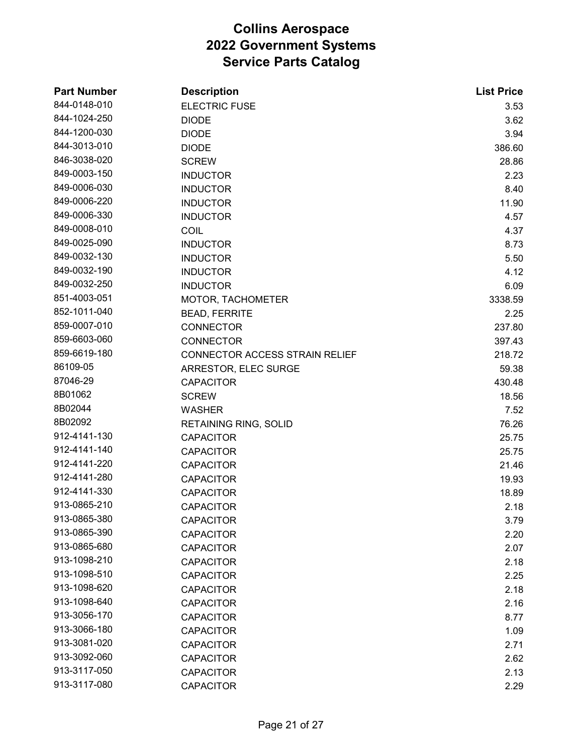# Collins Aerospace
# 2022 Government Systems
# Service Parts Catalog

| Part Number | Description | List Price |
|---|---|---|
| 844-0148-010 | ELECTRIC FUSE | 3.53 |
| 844-1024-250 | DIODE | 3.62 |
| 844-1200-030 | DIODE | 3.94 |
| 844-3013-010 | DIODE | 386.60 |
| 846-3038-020 | SCREW | 28.86 |
| 849-0003-150 | INDUCTOR | 2.23 |
| 849-0006-030 | INDUCTOR | 8.40 |
| 849-0006-220 | INDUCTOR | 11.90 |
| 849-0006-330 | INDUCTOR | 4.57 |
| 849-0008-010 | COIL | 4.37 |
| 849-0025-090 | INDUCTOR | 8.73 |
| 849-0032-130 | INDUCTOR | 5.50 |
| 849-0032-190 | INDUCTOR | 4.12 |
| 849-0032-250 | INDUCTOR | 6.09 |
| 851-4003-051 | MOTOR, TACHOMETER | 3338.59 |
| 852-1011-040 | BEAD, FERRITE | 2.25 |
| 859-0007-010 | CONNECTOR | 237.80 |
| 859-6603-060 | CONNECTOR | 397.43 |
| 859-6619-180 | CONNECTOR ACCESS STRAIN RELIEF | 218.72 |
| 86109-05 | ARRESTOR, ELEC SURGE | 59.38 |
| 87046-29 | CAPACITOR | 430.48 |
| 8B01062 | SCREW | 18.56 |
| 8B02044 | WASHER | 7.52 |
| 8B02092 | RETAINING RING, SOLID | 76.26 |
| 912-4141-130 | CAPACITOR | 25.75 |
| 912-4141-140 | CAPACITOR | 25.75 |
| 912-4141-220 | CAPACITOR | 21.46 |
| 912-4141-280 | CAPACITOR | 19.93 |
| 912-4141-330 | CAPACITOR | 18.89 |
| 913-0865-210 | CAPACITOR | 2.18 |
| 913-0865-380 | CAPACITOR | 3.79 |
| 913-0865-390 | CAPACITOR | 2.20 |
| 913-0865-680 | CAPACITOR | 2.07 |
| 913-1098-210 | CAPACITOR | 2.18 |
| 913-1098-510 | CAPACITOR | 2.25 |
| 913-1098-620 | CAPACITOR | 2.18 |
| 913-1098-640 | CAPACITOR | 2.16 |
| 913-3056-170 | CAPACITOR | 8.77 |
| 913-3066-180 | CAPACITOR | 1.09 |
| 913-3081-020 | CAPACITOR | 2.71 |
| 913-3092-060 | CAPACITOR | 2.62 |
| 913-3117-050 | CAPACITOR | 2.13 |
| 913-3117-080 | CAPACITOR | 2.29 |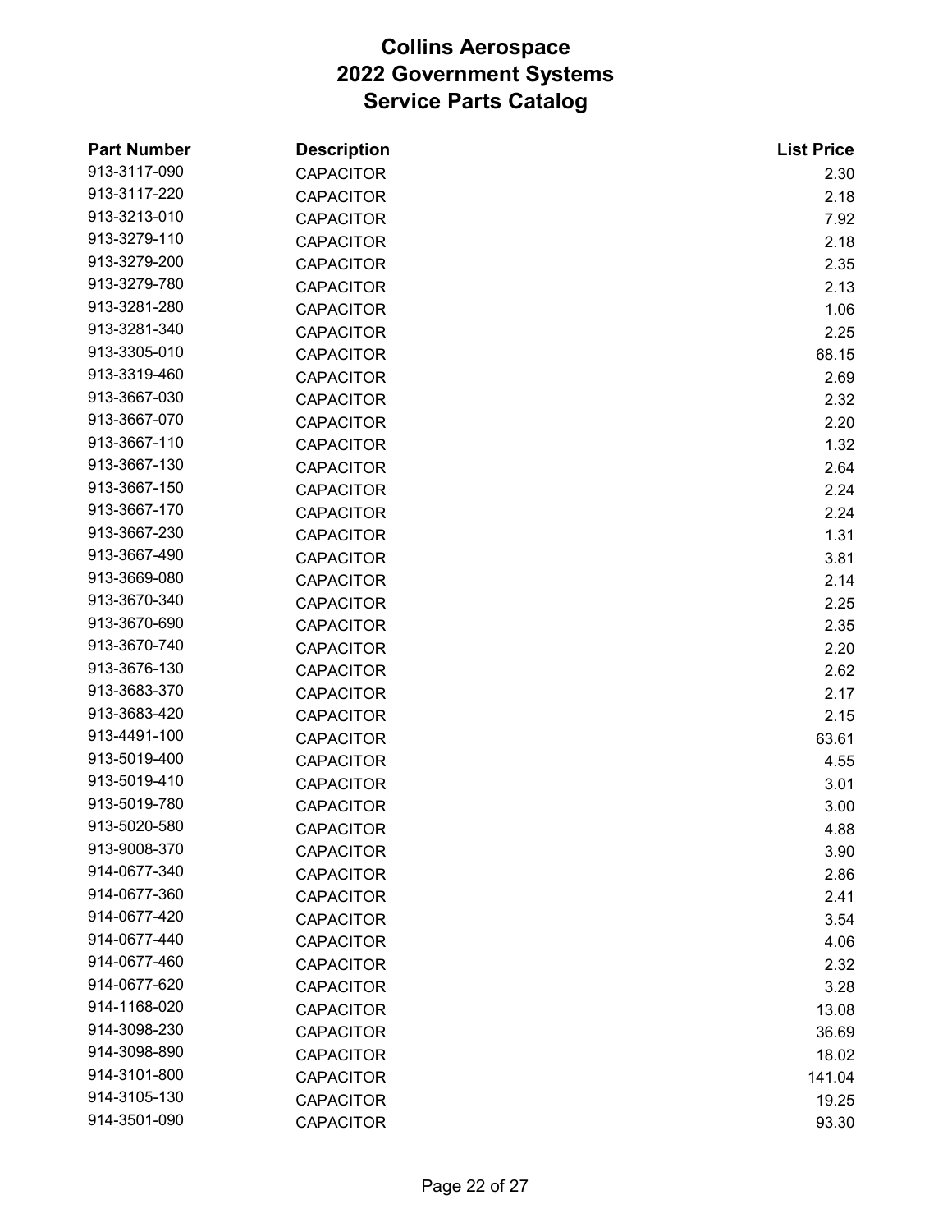# Collins Aerospace
# 2022 Government Systems
# Service Parts Catalog

| Part Number | Description | List Price |
|---|---|---|
| 913-3117-090 | CAPACITOR | 2.30 |
| 913-3117-220 | CAPACITOR | 2.18 |
| 913-3213-010 | CAPACITOR | 7.92 |
| 913-3279-110 | CAPACITOR | 2.18 |
| 913-3279-200 | CAPACITOR | 2.35 |
| 913-3279-780 | CAPACITOR | 2.13 |
| 913-3281-280 | CAPACITOR | 1.06 |
| 913-3281-340 | CAPACITOR | 2.25 |
| 913-3305-010 | CAPACITOR | 68.15 |
| 913-3319-460 | CAPACITOR | 2.69 |
| 913-3667-030 | CAPACITOR | 2.32 |
| 913-3667-070 | CAPACITOR | 2.20 |
| 913-3667-110 | CAPACITOR | 1.32 |
| 913-3667-130 | CAPACITOR | 2.64 |
| 913-3667-150 | CAPACITOR | 2.24 |
| 913-3667-170 | CAPACITOR | 2.24 |
| 913-3667-230 | CAPACITOR | 1.31 |
| 913-3667-490 | CAPACITOR | 3.81 |
| 913-3669-080 | CAPACITOR | 2.14 |
| 913-3670-340 | CAPACITOR | 2.25 |
| 913-3670-690 | CAPACITOR | 2.35 |
| 913-3670-740 | CAPACITOR | 2.20 |
| 913-3676-130 | CAPACITOR | 2.62 |
| 913-3683-370 | CAPACITOR | 2.17 |
| 913-3683-420 | CAPACITOR | 2.15 |
| 913-4491-100 | CAPACITOR | 63.61 |
| 913-5019-400 | CAPACITOR | 4.55 |
| 913-5019-410 | CAPACITOR | 3.01 |
| 913-5019-780 | CAPACITOR | 3.00 |
| 913-5020-580 | CAPACITOR | 4.88 |
| 913-9008-370 | CAPACITOR | 3.90 |
| 914-0677-340 | CAPACITOR | 2.86 |
| 914-0677-360 | CAPACITOR | 2.41 |
| 914-0677-420 | CAPACITOR | 3.54 |
| 914-0677-440 | CAPACITOR | 4.06 |
| 914-0677-460 | CAPACITOR | 2.32 |
| 914-0677-620 | CAPACITOR | 3.28 |
| 914-1168-020 | CAPACITOR | 13.08 |
| 914-3098-230 | CAPACITOR | 36.69 |
| 914-3098-890 | CAPACITOR | 18.02 |
| 914-3101-800 | CAPACITOR | 141.04 |
| 914-3105-130 | CAPACITOR | 19.25 |
| 914-3501-090 | CAPACITOR | 93.30 |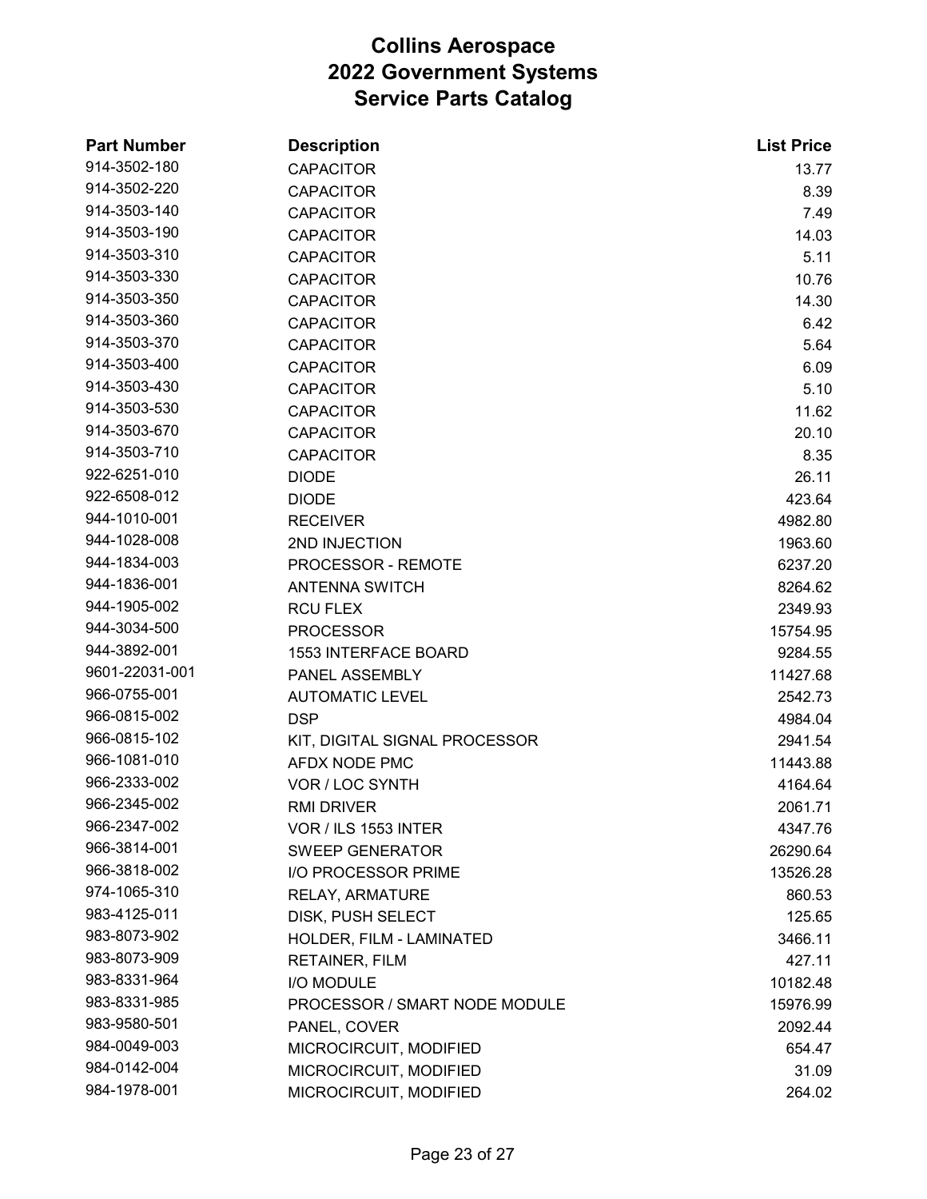# Collins Aerospace
# 2022 Government Systems
# Service Parts Catalog

| Part Number | Description | List Price |
|---|---|---|
| 914-3502-180 | CAPACITOR | 13.77 |
| 914-3502-220 | CAPACITOR | 8.39 |
| 914-3503-140 | CAPACITOR | 7.49 |
| 914-3503-190 | CAPACITOR | 14.03 |
| 914-3503-310 | CAPACITOR | 5.11 |
| 914-3503-330 | CAPACITOR | 10.76 |
| 914-3503-350 | CAPACITOR | 14.30 |
| 914-3503-360 | CAPACITOR | 6.42 |
| 914-3503-370 | CAPACITOR | 5.64 |
| 914-3503-400 | CAPACITOR | 6.09 |
| 914-3503-430 | CAPACITOR | 5.10 |
| 914-3503-530 | CAPACITOR | 11.62 |
| 914-3503-670 | CAPACITOR | 20.10 |
| 914-3503-710 | CAPACITOR | 8.35 |
| 922-6251-010 | DIODE | 26.11 |
| 922-6508-012 | DIODE | 423.64 |
| 944-1010-001 | RECEIVER | 4982.80 |
| 944-1028-008 | 2ND INJECTION | 1963.60 |
| 944-1834-003 | PROCESSOR - REMOTE | 6237.20 |
| 944-1836-001 | ANTENNA SWITCH | 8264.62 |
| 944-1905-002 | RCU FLEX | 2349.93 |
| 944-3034-500 | PROCESSOR | 15754.95 |
| 944-3892-001 | 1553 INTERFACE BOARD | 9284.55 |
| 9601-22031-001 | PANEL ASSEMBLY | 11427.68 |
| 966-0755-001 | AUTOMATIC LEVEL | 2542.73 |
| 966-0815-002 | DSP | 4984.04 |
| 966-0815-102 | KIT, DIGITAL SIGNAL PROCESSOR | 2941.54 |
| 966-1081-010 | AFDX NODE PMC | 11443.88 |
| 966-2333-002 | VOR / LOC SYNTH | 4164.64 |
| 966-2345-002 | RMI DRIVER | 2061.71 |
| 966-2347-002 | VOR / ILS 1553 INTER | 4347.76 |
| 966-3814-001 | SWEEP GENERATOR | 26290.64 |
| 966-3818-002 | I/O PROCESSOR PRIME | 13526.28 |
| 974-1065-310 | RELAY, ARMATURE | 860.53 |
| 983-4125-011 | DISK, PUSH SELECT | 125.65 |
| 983-8073-902 | HOLDER, FILM - LAMINATED | 3466.11 |
| 983-8073-909 | RETAINER, FILM | 427.11 |
| 983-8331-964 | I/O MODULE | 10182.48 |
| 983-8331-985 | PROCESSOR / SMART NODE MODULE | 15976.99 |
| 983-9580-501 | PANEL, COVER | 2092.44 |
| 984-0049-003 | MICROCIRCUIT, MODIFIED | 654.47 |
| 984-0142-004 | MICROCIRCUIT, MODIFIED | 31.09 |
| 984-1978-001 | MICROCIRCUIT, MODIFIED | 264.02 |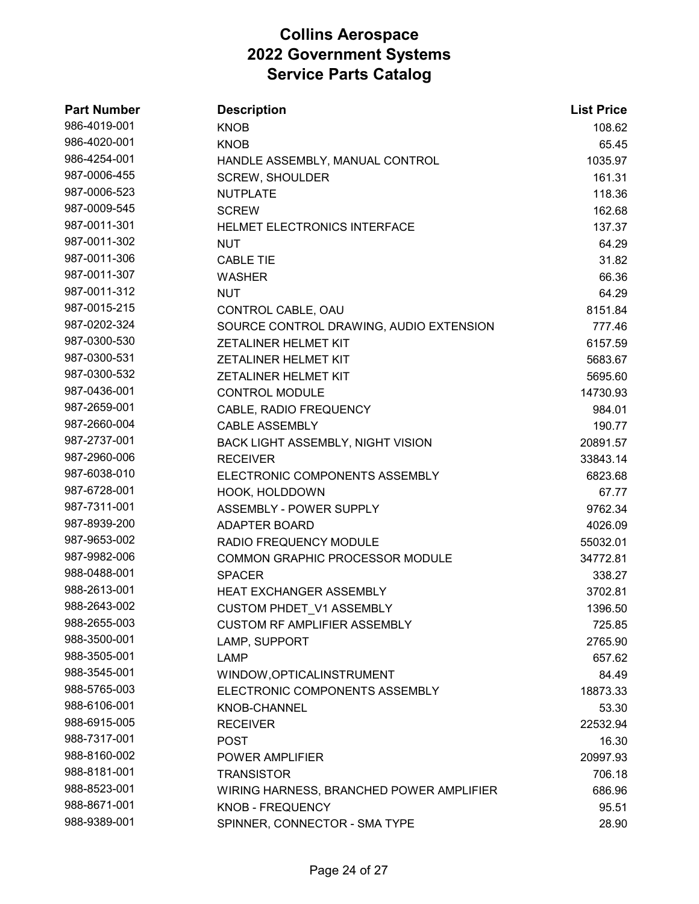# Collins Aerospace
# 2022 Government Systems
# Service Parts Catalog

| Part Number | Description | List Price |
|---|---|---|
| 986-4019-001 | KNOB | 108.62 |
| 986-4020-001 | KNOB | 65.45 |
| 986-4254-001 | HANDLE ASSEMBLY, MANUAL CONTROL | 1035.97 |
| 987-0006-455 | SCREW, SHOULDER | 161.31 |
| 987-0006-523 | NUTPLATE | 118.36 |
| 987-0009-545 | SCREW | 162.68 |
| 987-0011-301 | HELMET ELECTRONICS INTERFACE | 137.37 |
| 987-0011-302 | NUT | 64.29 |
| 987-0011-306 | CABLE TIE | 31.82 |
| 987-0011-307 | WASHER | 66.36 |
| 987-0011-312 | NUT | 64.29 |
| 987-0015-215 | CONTROL CABLE, OAU | 8151.84 |
| 987-0202-324 | SOURCE CONTROL DRAWING, AUDIO EXTENSION | 777.46 |
| 987-0300-530 | ZETALINER HELMET KIT | 6157.59 |
| 987-0300-531 | ZETALINER HELMET KIT | 5683.67 |
| 987-0300-532 | ZETALINER HELMET KIT | 5695.60 |
| 987-0436-001 | CONTROL MODULE | 14730.93 |
| 987-2659-001 | CABLE, RADIO FREQUENCY | 984.01 |
| 987-2660-004 | CABLE ASSEMBLY | 190.77 |
| 987-2737-001 | BACK LIGHT ASSEMBLY, NIGHT VISION | 20891.57 |
| 987-2960-006 | RECEIVER | 33843.14 |
| 987-6038-010 | ELECTRONIC COMPONENTS ASSEMBLY | 6823.68 |
| 987-6728-001 | HOOK, HOLDDOWN | 67.77 |
| 987-7311-001 | ASSEMBLY - POWER SUPPLY | 9762.34 |
| 987-8939-200 | ADAPTER BOARD | 4026.09 |
| 987-9653-002 | RADIO FREQUENCY MODULE | 55032.01 |
| 987-9982-006 | COMMON GRAPHIC PROCESSOR MODULE | 34772.81 |
| 988-0488-001 | SPACER | 338.27 |
| 988-2613-001 | HEAT EXCHANGER ASSEMBLY | 3702.81 |
| 988-2643-002 | CUSTOM PHDET_V1 ASSEMBLY | 1396.50 |
| 988-2655-003 | CUSTOM RF AMPLIFIER ASSEMBLY | 725.85 |
| 988-3500-001 | LAMP, SUPPORT | 2765.90 |
| 988-3505-001 | LAMP | 657.62 |
| 988-3545-001 | WINDOW,OPTICALINSTRUMENT | 84.49 |
| 988-5765-003 | ELECTRONIC COMPONENTS ASSEMBLY | 18873.33 |
| 988-6106-001 | KNOB-CHANNEL | 53.30 |
| 988-6915-005 | RECEIVER | 22532.94 |
| 988-7317-001 | POST | 16.30 |
| 988-8160-002 | POWER AMPLIFIER | 20997.93 |
| 988-8181-001 | TRANSISTOR | 706.18 |
| 988-8523-001 | WIRING HARNESS, BRANCHED POWER AMPLIFIER | 686.96 |
| 988-8671-001 | KNOB - FREQUENCY | 95.51 |
| 988-9389-001 | SPINNER, CONNECTOR - SMA TYPE | 28.90 |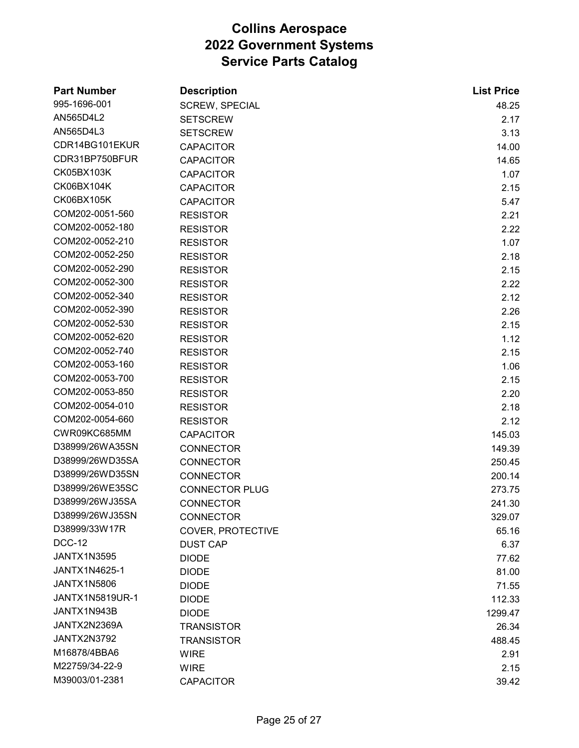# Collins Aerospace
# 2022 Government Systems
# Service Parts Catalog

| Part Number | Description | List Price |
|---|---|---|
| 995-1696-001 | SCREW, SPECIAL | 48.25 |
| AN565D4L2 | SETSCREW | 2.17 |
| AN565D4L3 | SETSCREW | 3.13 |
| CDR14BG101EKUR | CAPACITOR | 14.00 |
| CDR31BP750BFUR | CAPACITOR | 14.65 |
| CK05BX103K | CAPACITOR | 1.07 |
| CK06BX104K | CAPACITOR | 2.15 |
| CK06BX105K | CAPACITOR | 5.47 |
| COM202-0051-560 | RESISTOR | 2.21 |
| COM202-0052-180 | RESISTOR | 2.22 |
| COM202-0052-210 | RESISTOR | 1.07 |
| COM202-0052-250 | RESISTOR | 2.18 |
| COM202-0052-290 | RESISTOR | 2.15 |
| COM202-0052-300 | RESISTOR | 2.22 |
| COM202-0052-340 | RESISTOR | 2.12 |
| COM202-0052-390 | RESISTOR | 2.26 |
| COM202-0052-530 | RESISTOR | 2.15 |
| COM202-0052-620 | RESISTOR | 1.12 |
| COM202-0052-740 | RESISTOR | 2.15 |
| COM202-0053-160 | RESISTOR | 1.06 |
| COM202-0053-700 | RESISTOR | 2.15 |
| COM202-0053-850 | RESISTOR | 2.20 |
| COM202-0054-010 | RESISTOR | 2.18 |
| COM202-0054-660 | RESISTOR | 2.12 |
| CWR09KC685MM | CAPACITOR | 145.03 |
| D38999/26WA35SN | CONNECTOR | 149.39 |
| D38999/26WD35SA | CONNECTOR | 250.45 |
| D38999/26WD35SN | CONNECTOR | 200.14 |
| D38999/26WE35SC | CONNECTOR PLUG | 273.75 |
| D38999/26WJ35SA | CONNECTOR | 241.30 |
| D38999/26WJ35SN | CONNECTOR | 329.07 |
| D38999/33W17R | COVER, PROTECTIVE | 65.16 |
| DCC-12 | DUST CAP | 6.37 |
| JANTX1N3595 | DIODE | 77.62 |
| JANTX1N4625-1 | DIODE | 81.00 |
| JANTX1N5806 | DIODE | 71.55 |
| JANTX1N5819UR-1 | DIODE | 112.33 |
| JANTX1N943B | DIODE | 1299.47 |
| JANTX2N2369A | TRANSISTOR | 26.34 |
| JANTX2N3792 | TRANSISTOR | 488.45 |
| M16878/4BBA6 | WIRE | 2.91 |
| M22759/34-22-9 | WIRE | 2.15 |
| M39003/01-2381 | CAPACITOR | 39.42 |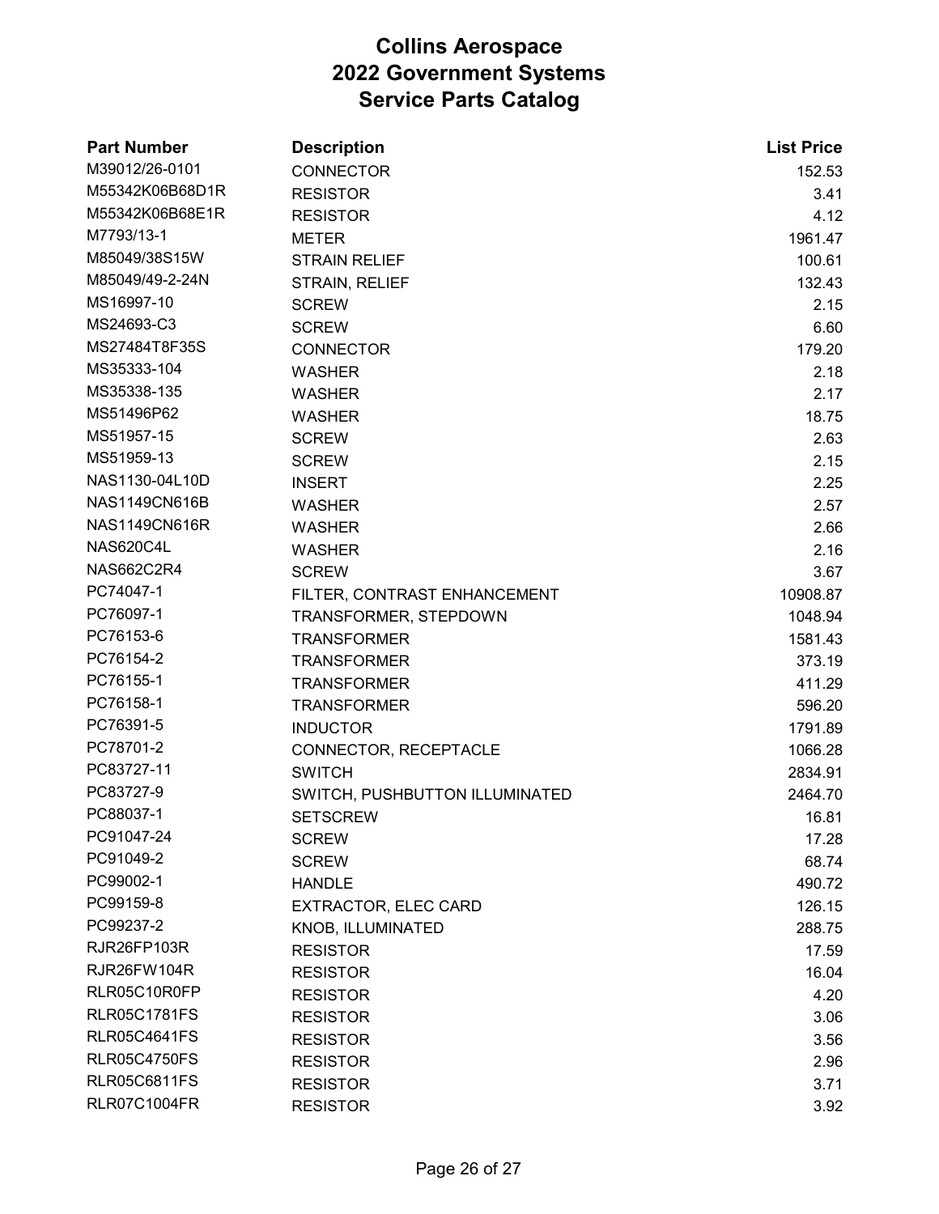# Collins Aerospace
# 2022 Government Systems
# Service Parts Catalog

| Part Number | Description | List Price |
|---|---|---|
| M39012/26-0101 | CONNECTOR | 152.53 |
| M55342K06B68D1R | RESISTOR | 3.41 |
| M55342K06B68E1R | RESISTOR | 4.12 |
| M7793/13-1 | METER | 1961.47 |
| M85049/38S15W | STRAIN RELIEF | 100.61 |
| M85049/49-2-24N | STRAIN, RELIEF | 132.43 |
| MS16997-10 | SCREW | 2.15 |
| MS24693-C3 | SCREW | 6.60 |
| MS27484T8F35S | CONNECTOR | 179.20 |
| MS35333-104 | WASHER | 2.18 |
| MS35338-135 | WASHER | 2.17 |
| MS51496P62 | WASHER | 18.75 |
| MS51957-15 | SCREW | 2.63 |
| MS51959-13 | SCREW | 2.15 |
| NAS1130-04L10D | INSERT | 2.25 |
| NAS1149CN616B | WASHER | 2.57 |
| NAS1149CN616R | WASHER | 2.66 |
| NAS620C4L | WASHER | 2.16 |
| NAS662C2R4 | SCREW | 3.67 |
| PC74047-1 | FILTER, CONTRAST ENHANCEMENT | 10908.87 |
| PC76097-1 | TRANSFORMER, STEPDOWN | 1048.94 |
| PC76153-6 | TRANSFORMER | 1581.43 |
| PC76154-2 | TRANSFORMER | 373.19 |
| PC76155-1 | TRANSFORMER | 411.29 |
| PC76158-1 | TRANSFORMER | 596.20 |
| PC76391-5 | INDUCTOR | 1791.89 |
| PC78701-2 | CONNECTOR, RECEPTACLE | 1066.28 |
| PC83727-11 | SWITCH | 2834.91 |
| PC83727-9 | SWITCH, PUSHBUTTON ILLUMINATED | 2464.70 |
| PC88037-1 | SETSCREW | 16.81 |
| PC91047-24 | SCREW | 17.28 |
| PC91049-2 | SCREW | 68.74 |
| PC99002-1 | HANDLE | 490.72 |
| PC99159-8 | EXTRACTOR, ELEC CARD | 126.15 |
| PC99237-2 | KNOB, ILLUMINATED | 288.75 |
| RJR26FP103R | RESISTOR | 17.59 |
| RJR26FW104R | RESISTOR | 16.04 |
| RLR05C10R0FP | RESISTOR | 4.20 |
| RLR05C1781FS | RESISTOR | 3.06 |
| RLR05C4641FS | RESISTOR | 3.56 |
| RLR05C4750FS | RESISTOR | 2.96 |
| RLR05C6811FS | RESISTOR | 3.71 |
| RLR07C1004FR | RESISTOR | 3.92 |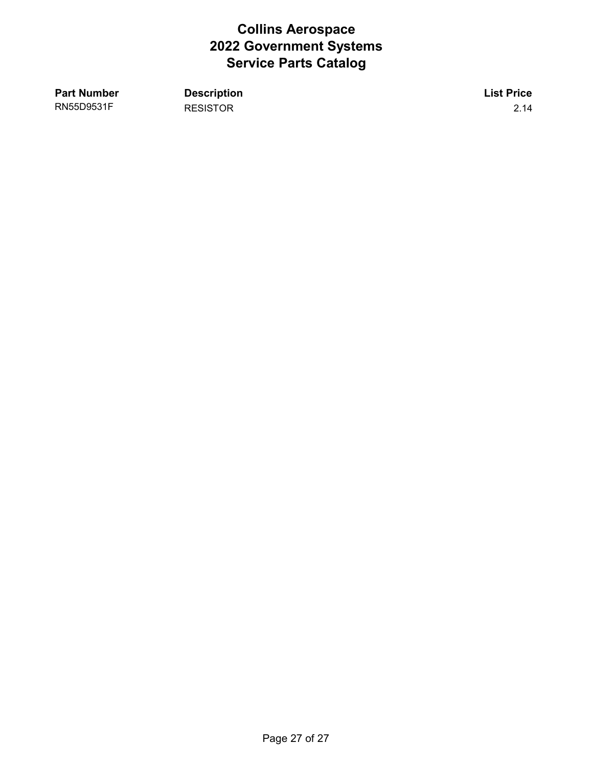| Part Number | Description | List Price |
| --- | --- | --- |
| RN55D9531F | RESISTOR | 2.14 |